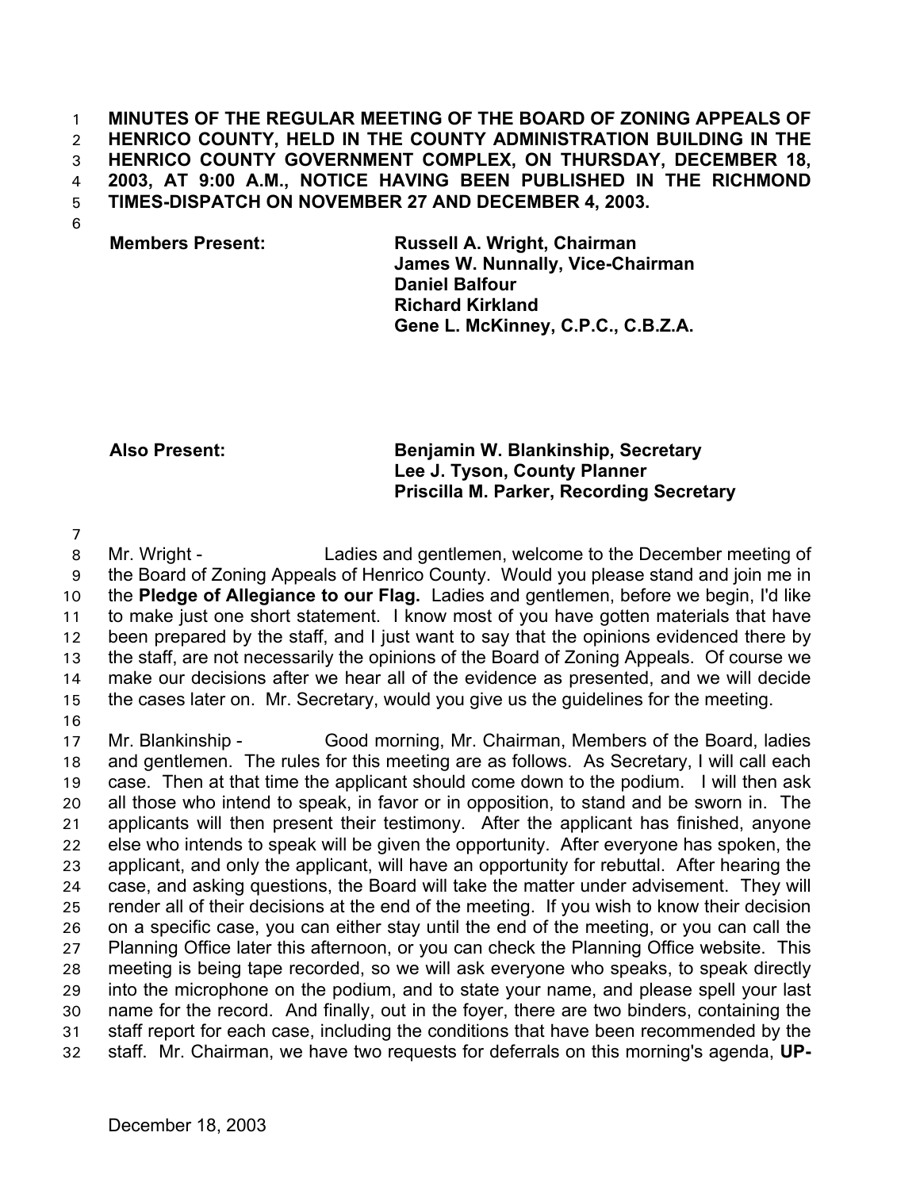**MINUTES OF THE REGULAR MEETING OF THE BOARD OF ZONING APPEALS OF HENRICO COUNTY, HELD IN THE COUNTY ADMINISTRATION BUILDING IN THE HENRICO COUNTY GOVERNMENT COMPLEX, ON THURSDAY, DECEMBER 18, 2003, AT 9:00 A.M., NOTICE HAVING BEEN PUBLISHED IN THE RICHMOND TIMES-DISPATCH ON NOVEMBER 27 AND DECEMBER 4, 2003.**

| | |
|---|---|
| **Members Present:** | **Russell A. Wright, Chairman** |
| | **James W. Nunnally, Vice-Chairman** |
| | **Daniel Balfour** |
| | **Richard Kirkland** |
| | **Gene L. McKinney, C.P.C., C.B.Z.A.** |
| | |
| **Also Present:** | **Benjamin W. Blankinship, Secretary** |
| | **Lee J. Tyson, County Planner** |
| | **Priscilla M. Parker, Recording Secretary** |

Mr. Wright - Ladies and gentlemen, welcome to the December meeting of the Board of Zoning Appeals of Henrico County. Would you please stand and join me in the **Pledge of Allegiance to our Flag.** Ladies and gentlemen, before we begin, I'd like to make just one short statement. I know most of you have gotten materials that have been prepared by the staff, and I just want to say that the opinions evidenced there by the staff, are not necessarily the opinions of the Board of Zoning Appeals. Of course we make our decisions after we hear all of the evidence as presented, and we will decide the cases later on. Mr. Secretary, would you give us the guidelines for the meeting.

Mr. Blankinship - Good morning, Mr. Chairman, Members of the Board, ladies and gentlemen. The rules for this meeting are as follows. As Secretary, I will call each case. Then at that time the applicant should come down to the podium. I will then ask all those who intend to speak, in favor or in opposition, to stand and be sworn in. The applicants will then present their testimony. After the applicant has finished, anyone else who intends to speak will be given the opportunity. After everyone has spoken, the applicant, and only the applicant, will have an opportunity for rebuttal. After hearing the case, and asking questions, the Board will take the matter under advisement. They will render all of their decisions at the end of the meeting. If you wish to know their decision on a specific case, you can either stay until the end of the meeting, or you can call the Planning Office later this afternoon, or you can check the Planning Office website. This meeting is being tape recorded, so we will ask everyone who speaks, to speak directly into the microphone on the podium, and to state your name, and please spell your last name for the record. And finally, out in the foyer, there are two binders, containing the staff report for each case, including the conditions that have been recommended by the staff. Mr. Chairman, we have two requests for deferrals on this morning's agenda, **UP-**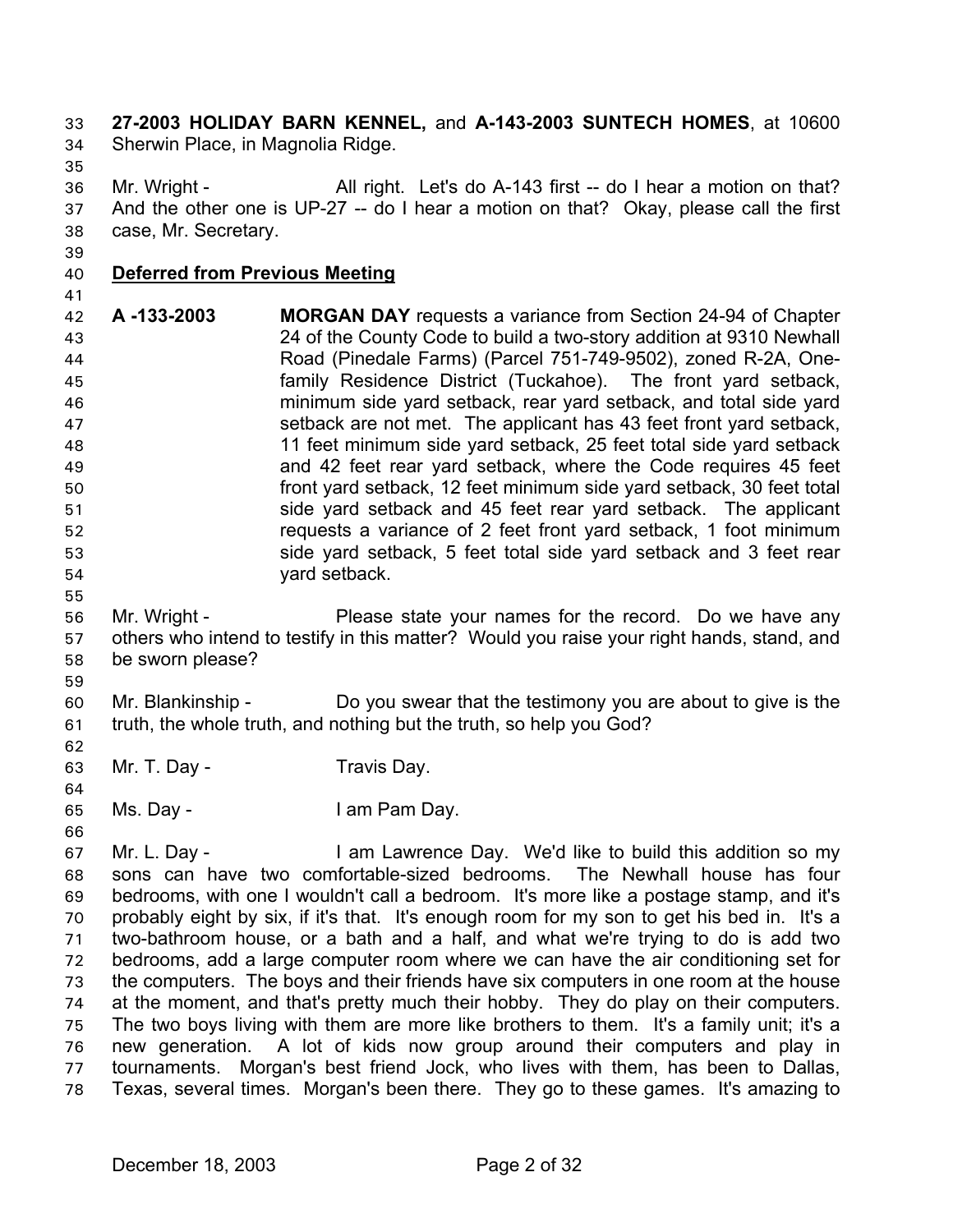**27-2003 HOLIDAY BARN KENNEL,** and **A-143-2003 SUNTECH HOMES**, at 10600 Sherwin Place, in Magnolia Ridge.

Mr. Wright - All right. Let's do A-143 first -- do I hear a motion on that? And the other one is UP-27 -- do I hear a motion on that? Okay, please call the first case, Mr. Secretary.

**Deferred from Previous Meeting**

**A -133-2003** **MORGAN DAY** requests a variance from Section 24-94 of Chapter 24 of the County Code to build a two-story addition at 9310 Newhall Road (Pinedale Farms) (Parcel 751-749-9502), zoned R-2A, One-family Residence District (Tuckahoe). The front yard setback, minimum side yard setback, rear yard setback, and total side yard setback are not met. The applicant has 43 feet front yard setback, 11 feet minimum side yard setback, 25 feet total side yard setback and 42 feet rear yard setback, where the Code requires 45 feet front yard setback, 12 feet minimum side yard setback, 30 feet total side yard setback and 45 feet rear yard setback. The applicant requests a variance of 2 feet front yard setback, 1 foot minimum side yard setback, 5 feet total side yard setback and 3 feet rear yard setback.

Mr. Wright - Please state your names for the record. Do we have any others who intend to testify in this matter? Would you raise your right hands, stand, and be sworn please?

Mr. Blankinship - Do you swear that the testimony you are about to give is the truth, the whole truth, and nothing but the truth, so help you God?

Mr. T. Day - Travis Day.

Ms. Day - I am Pam Day.

Mr. L. Day - I am Lawrence Day. We'd like to build this addition so my sons can have two comfortable-sized bedrooms. The Newhall house has four bedrooms, with one I wouldn't call a bedroom. It's more like a postage stamp, and it's probably eight by six, if it's that. It's enough room for my son to get his bed in. It's a two-bathroom house, or a bath and a half, and what we're trying to do is add two bedrooms, add a large computer room where we can have the air conditioning set for the computers. The boys and their friends have six computers in one room at the house at the moment, and that's pretty much their hobby. They do play on their computers. The two boys living with them are more like brothers to them. It's a family unit; it's a new generation. A lot of kids now group around their computers and play in tournaments. Morgan's best friend Jock, who lives with them, has been to Dallas, Texas, several times. Morgan's been there. They go to these games. It's amazing to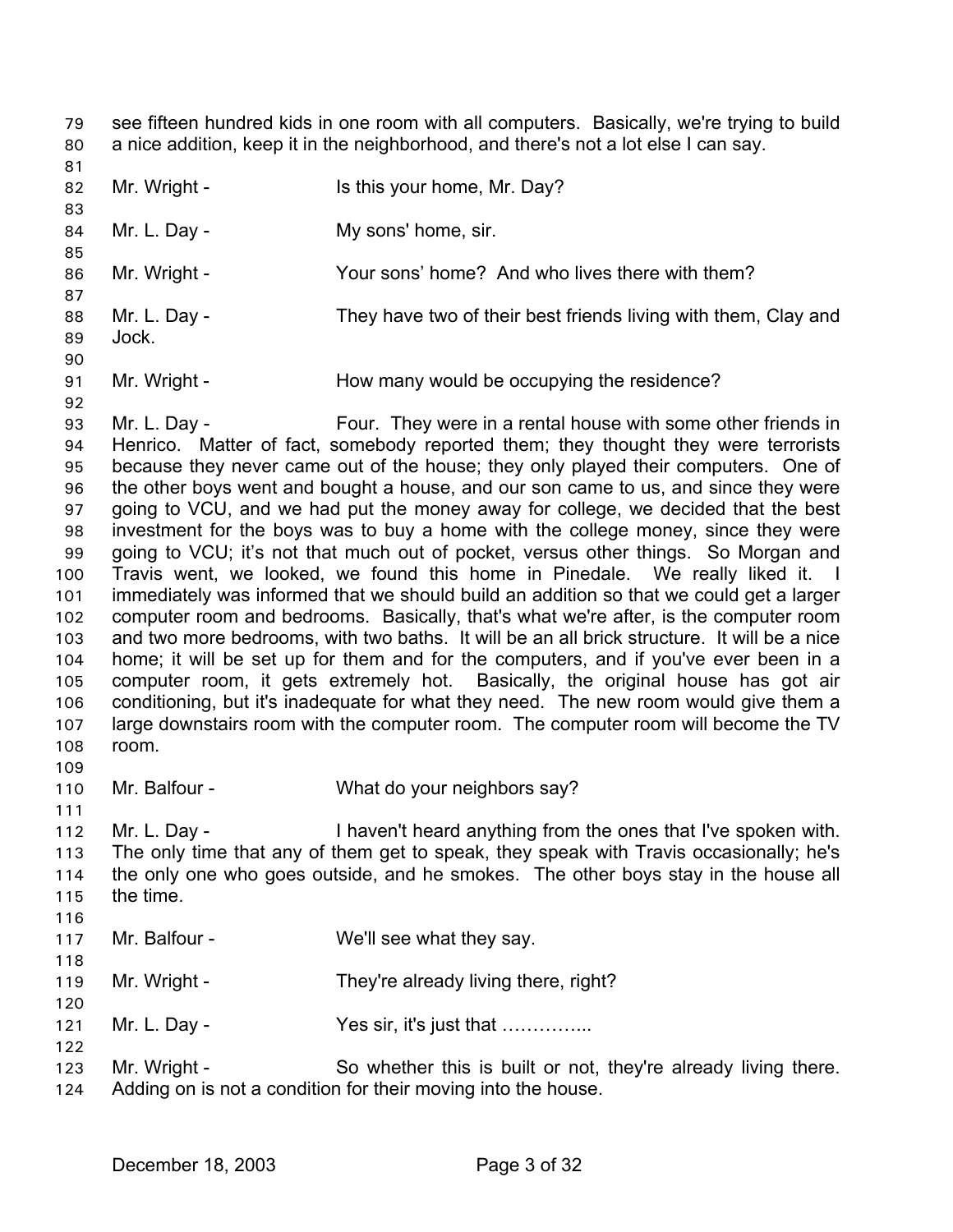see fifteen hundred kids in one room with all computers. Basically, we're trying to build a nice addition, keep it in the neighborhood, and there's not a lot else I can say.

Mr. Wright - Is this your home, Mr. Day?

Mr. L. Day - My sons' home, sir.

Mr. Wright - Your sons' home? And who lives there with them?

Mr. L. Day - They have two of their best friends living with them, Clay and Jock.

Mr. Wright - How many would be occupying the residence?

Mr. L. Day - Four. They were in a rental house with some other friends in Henrico. Matter of fact, somebody reported them; they thought they were terrorists because they never came out of the house; they only played their computers. One of the other boys went and bought a house, and our son came to us, and since they were going to VCU, and we had put the money away for college, we decided that the best investment for the boys was to buy a home with the college money, since they were going to VCU; it's not that much out of pocket, versus other things. So Morgan and Travis went, we looked, we found this home in Pinedale. We really liked it. I immediately was informed that we should build an addition so that we could get a larger computer room and bedrooms. Basically, that's what we're after, is the computer room and two more bedrooms, with two baths. It will be an all brick structure. It will be a nice home; it will be set up for them and for the computers, and if you've ever been in a computer room, it gets extremely hot. Basically, the original house has got air conditioning, but it's inadequate for what they need. The new room would give them a large downstairs room with the computer room. The computer room will become the TV room.

Mr. Balfour - What do your neighbors say?

Mr. L. Day - I haven't heard anything from the ones that I've spoken with. The only time that any of them get to speak, they speak with Travis occasionally; he's the only one who goes outside, and he smokes. The other boys stay in the house all the time.

Mr. Balfour - We'll see what they say.

Mr. Wright - They're already living there, right?

Mr. L. Day - Yes sir, it's just that …………...

Mr. Wright - So whether this is built or not, they're already living there. Adding on is not a condition for their moving into the house.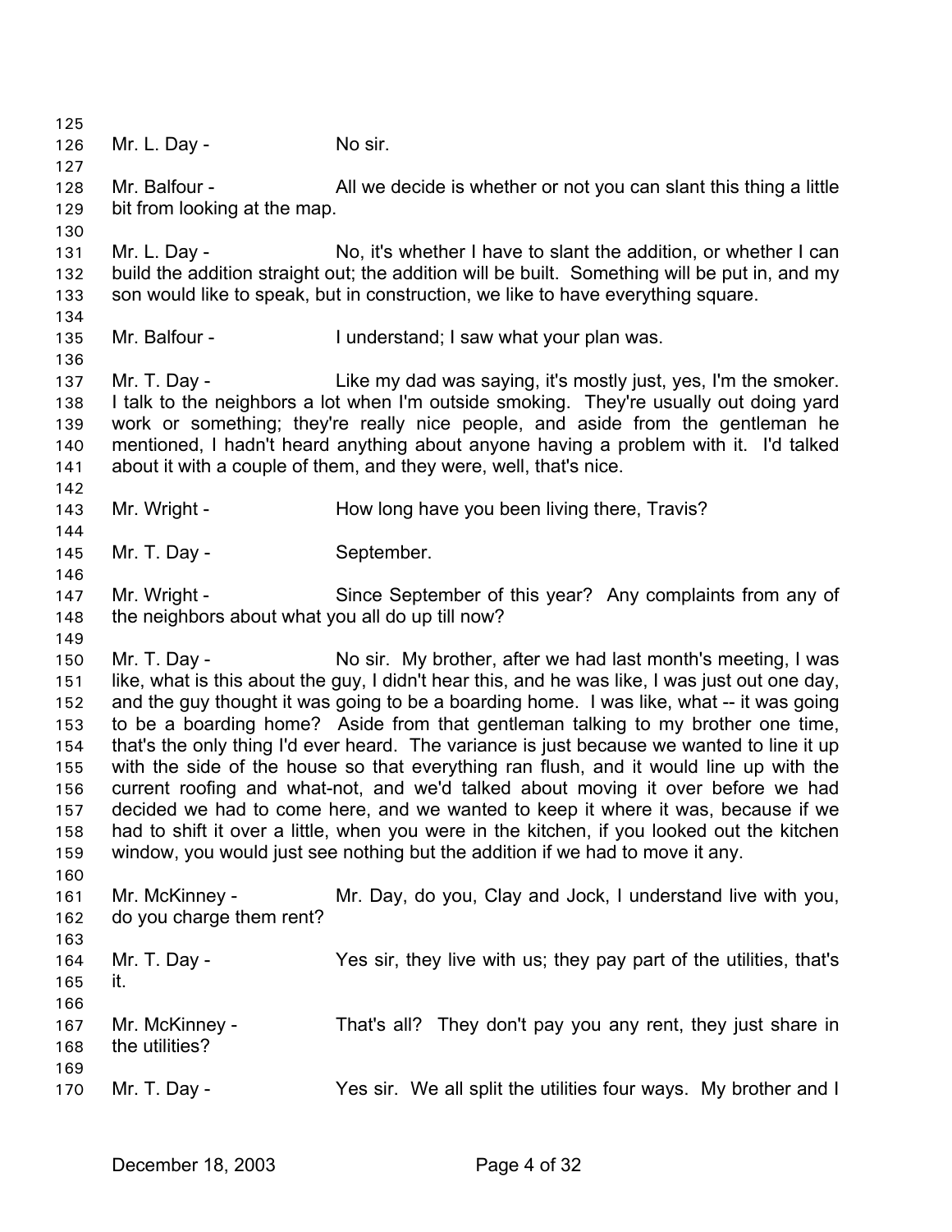Mr. L. Day - No sir.

Mr. Balfour - All we decide is whether or not you can slant this thing a little bit from looking at the map.

Mr. L. Day - No, it's whether I have to slant the addition, or whether I can build the addition straight out; the addition will be built. Something will be put in, and my son would like to speak, but in construction, we like to have everything square.

Mr. Balfour - I understand; I saw what your plan was.

Mr. T. Day - Like my dad was saying, it's mostly just, yes, I'm the smoker. I talk to the neighbors a lot when I'm outside smoking. They're usually out doing yard work or something; they're really nice people, and aside from the gentleman he mentioned, I hadn't heard anything about anyone having a problem with it. I'd talked about it with a couple of them, and they were, well, that's nice.

Mr. Wright - How long have you been living there, Travis?

Mr. T. Day - September.

Mr. Wright - Since September of this year? Any complaints from any of the neighbors about what you all do up till now?

Mr. T. Day - No sir. My brother, after we had last month's meeting, I was like, what is this about the guy, I didn't hear this, and he was like, I was just out one day, and the guy thought it was going to be a boarding home. I was like, what -- it was going to be a boarding home? Aside from that gentleman talking to my brother one time, that's the only thing I'd ever heard. The variance is just because we wanted to line it up with the side of the house so that everything ran flush, and it would line up with the current roofing and what-not, and we'd talked about moving it over before we had decided we had to come here, and we wanted to keep it where it was, because if we had to shift it over a little, when you were in the kitchen, if you looked out the kitchen window, you would just see nothing but the addition if we had to move it any.

Mr. McKinney - Mr. Day, do you, Clay and Jock, I understand live with you, do you charge them rent?

Mr. T. Day - Yes sir, they live with us; they pay part of the utilities, that's it.

Mr. McKinney - That's all? They don't pay you any rent, they just share in the utilities?

Mr. T. Day - Yes sir. We all split the utilities four ways. My brother and I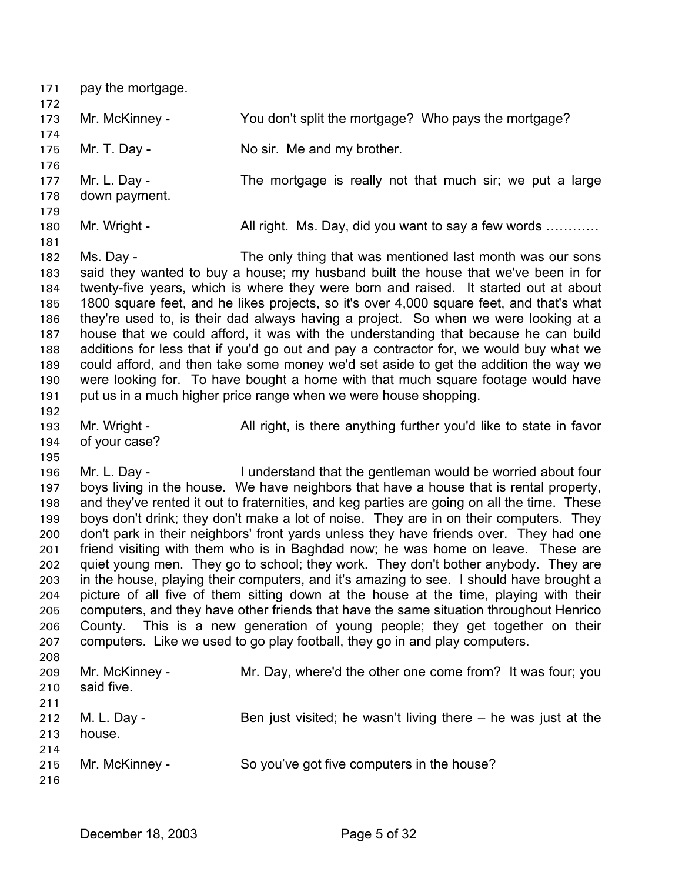pay the mortgage.

Mr. McKinney - You don't split the mortgage? Who pays the mortgage?

Mr. T. Day - No sir. Me and my brother.

Mr. L. Day - The mortgage is really not that much sir; we put a large down payment.

Mr. Wright - All right. Ms. Day, did you want to say a few words …………

Ms. Day - The only thing that was mentioned last month was our sons said they wanted to buy a house; my husband built the house that we've been in for twenty-five years, which is where they were born and raised. It started out at about 1800 square feet, and he likes projects, so it's over 4,000 square feet, and that's what they're used to, is their dad always having a project. So when we were looking at a house that we could afford, it was with the understanding that because he can build additions for less that if you'd go out and pay a contractor for, we would buy what we could afford, and then take some money we'd set aside to get the addition the way we were looking for. To have bought a home with that much square footage would have put us in a much higher price range when we were house shopping.

Mr. Wright - All right, is there anything further you'd like to state in favor of your case?

Mr. L. Day - I understand that the gentleman would be worried about four boys living in the house. We have neighbors that have a house that is rental property, and they've rented it out to fraternities, and keg parties are going on all the time. These boys don't drink; they don't make a lot of noise. They are in on their computers. They don't park in their neighbors' front yards unless they have friends over. They had one friend visiting with them who is in Baghdad now; he was home on leave. These are quiet young men. They go to school; they work. They don't bother anybody. They are in the house, playing their computers, and it's amazing to see. I should have brought a picture of all five of them sitting down at the house at the time, playing with their computers, and they have other friends that have the same situation throughout Henrico County. This is a new generation of young people; they get together on their computers. Like we used to go play football, they go in and play computers.

Mr. McKinney - Mr. Day, where'd the other one come from? It was four; you said five.

M. L. Day - Ben just visited; he wasn't living there – he was just at the house.

Mr. McKinney - So you've got five computers in the house?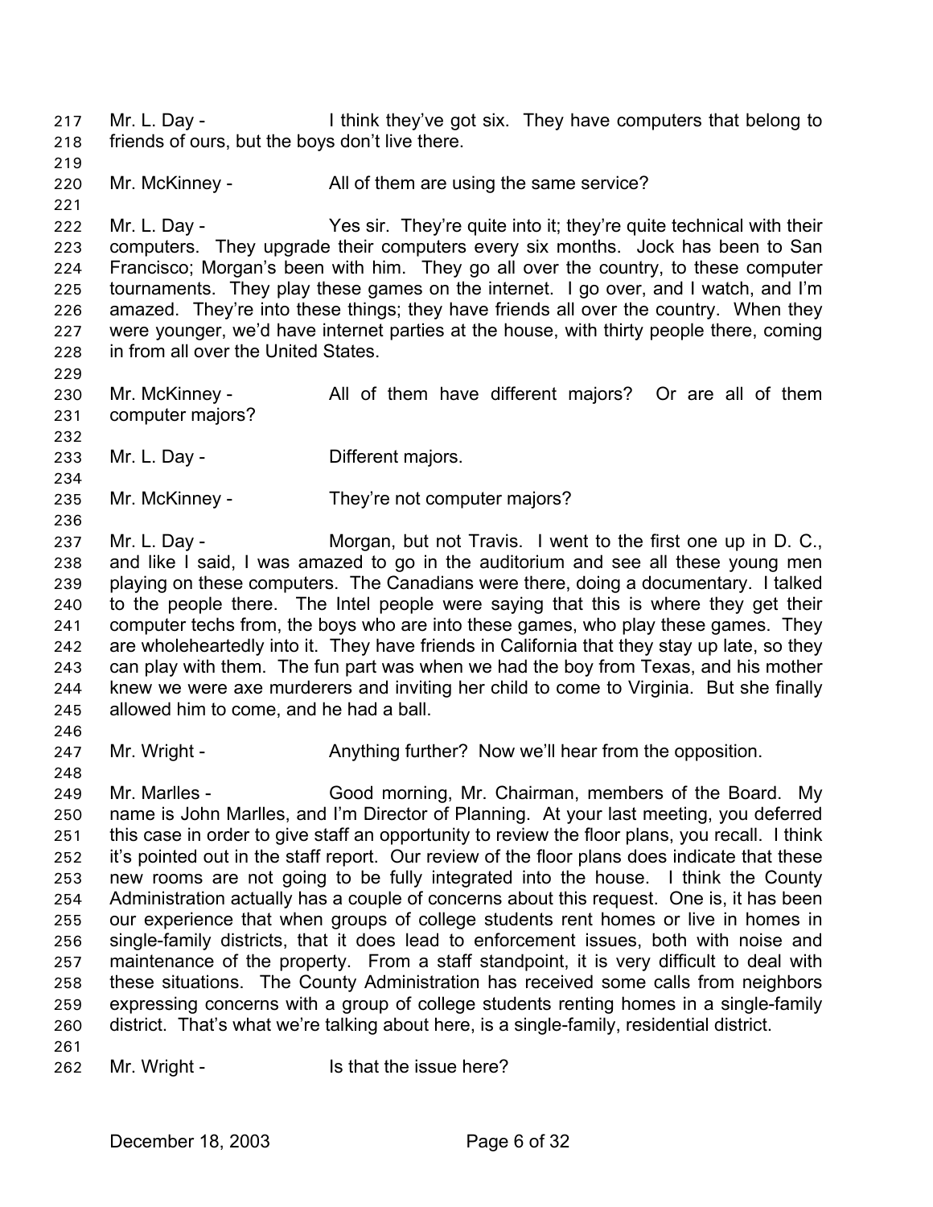Mr. L. Day - I think they've got six. They have computers that belong to friends of ours, but the boys don't live there.

Mr. McKinney - All of them are using the same service?

Mr. L. Day - Yes sir. They're quite into it; they're quite technical with their computers. They upgrade their computers every six months. Jock has been to San Francisco; Morgan's been with him. They go all over the country, to these computer tournaments. They play these games on the internet. I go over, and I watch, and I'm amazed. They're into these things; they have friends all over the country. When they were younger, we'd have internet parties at the house, with thirty people there, coming in from all over the United States.

Mr. McKinney - All of them have different majors? Or are all of them computer majors?

Mr. L. Day - Different majors.

Mr. McKinney - They're not computer majors?

Mr. L. Day - Morgan, but not Travis. I went to the first one up in D. C., and like I said, I was amazed to go in the auditorium and see all these young men playing on these computers. The Canadians were there, doing a documentary. I talked to the people there. The Intel people were saying that this is where they get their computer techs from, the boys who are into these games, who play these games. They are wholeheartedly into it. They have friends in California that they stay up late, so they can play with them. The fun part was when we had the boy from Texas, and his mother knew we were axe murderers and inviting her child to come to Virginia. But she finally allowed him to come, and he had a ball.

Mr. Wright - Anything further? Now we'll hear from the opposition.

Mr. Marlles - Good morning, Mr. Chairman, members of the Board. My name is John Marlles, and I'm Director of Planning. At your last meeting, you deferred this case in order to give staff an opportunity to review the floor plans, you recall. I think it's pointed out in the staff report. Our review of the floor plans does indicate that these new rooms are not going to be fully integrated into the house. I think the County Administration actually has a couple of concerns about this request. One is, it has been our experience that when groups of college students rent homes or live in homes in single-family districts, that it does lead to enforcement issues, both with noise and maintenance of the property. From a staff standpoint, it is very difficult to deal with these situations. The County Administration has received some calls from neighbors expressing concerns with a group of college students renting homes in a single-family district. That's what we're talking about here, is a single-family, residential district.

Mr. Wright - Is that the issue here?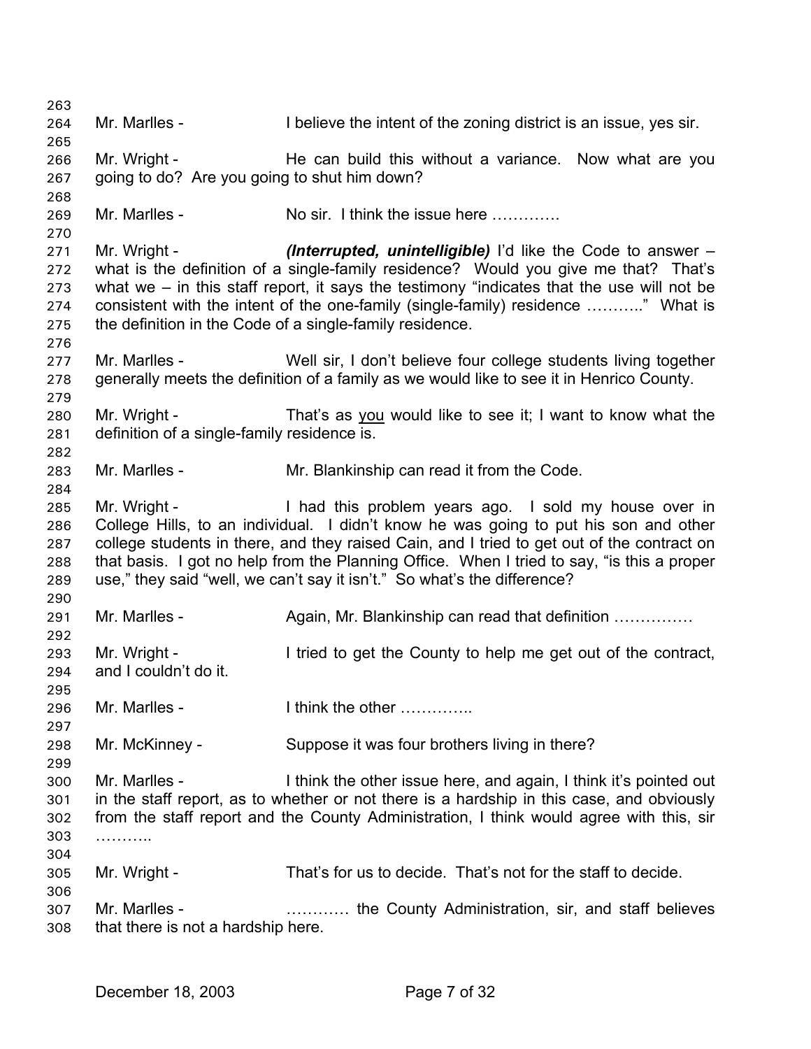Mr. Marlles - I believe the intent of the zoning district is an issue, yes sir.

Mr. Wright - He can build this without a variance. Now what are you going to do? Are you going to shut him down?

Mr. Marlles - No sir. I think the issue here ………….

Mr. Wright - ***(Interrupted, unintelligible)*** I'd like the Code to answer – what is the definition of a single-family residence? Would you give me that? That's what we – in this staff report, it says the testimony "indicates that the use will not be consistent with the intent of the one-family (single-family) residence ……….." What is the definition in the Code of a single-family residence.

Mr. Marlles - Well sir, I don't believe four college students living together generally meets the definition of a family as we would like to see it in Henrico County.

Mr. Wright - That's as <u>you</u> would like to see it; I want to know what the definition of a single-family residence is.

Mr. Marlles - Mr. Blankinship can read it from the Code.

Mr. Wright - I had this problem years ago. I sold my house over in College Hills, to an individual. I didn't know he was going to put his son and other college students in there, and they raised Cain, and I tried to get out of the contract on that basis. I got no help from the Planning Office. When I tried to say, "is this a proper use," they said "well, we can't say it isn't." So what's the difference?

Mr. Marlles - Again, Mr. Blankinship can read that definition ……………

Mr. Wright - I tried to get the County to help me get out of the contract, and I couldn't do it.

Mr. Marlles - I think the other …………..

Mr. McKinney - Suppose it was four brothers living in there?

Mr. Marlles - I think the other issue here, and again, I think it's pointed out in the staff report, as to whether or not there is a hardship in this case, and obviously from the staff report and the County Administration, I think would agree with this, sir ………..

Mr. Wright - That's for us to decide. That's not for the staff to decide.

Mr. Marlles - ………… the County Administration, sir, and staff believes that there is not a hardship here.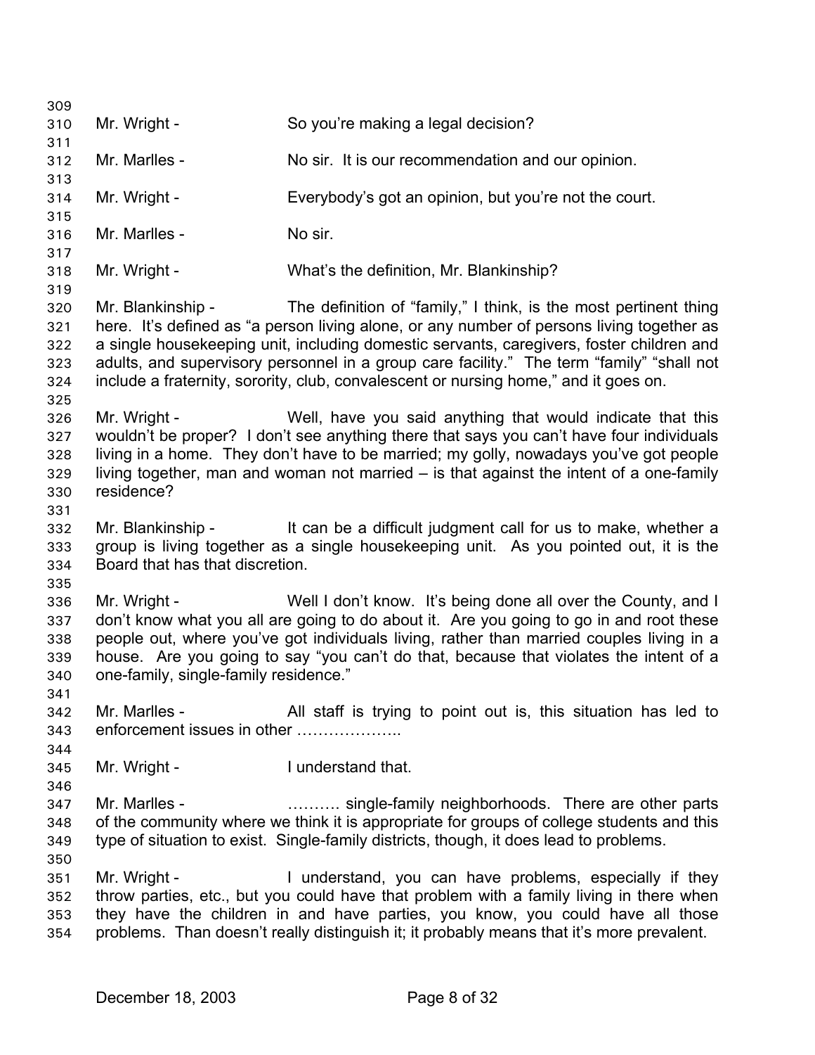Mr. Wright - So you're making a legal decision?

Mr. Marlles - No sir. It is our recommendation and our opinion.

Mr. Wright - Everybody's got an opinion, but you're not the court.

Mr. Marlles - No sir.

Mr. Wright - What's the definition, Mr. Blankinship?

Mr. Blankinship - The definition of "family," I think, is the most pertinent thing here. It's defined as "a person living alone, or any number of persons living together as a single housekeeping unit, including domestic servants, caregivers, foster children and adults, and supervisory personnel in a group care facility." The term "family" "shall not include a fraternity, sorority, club, convalescent or nursing home," and it goes on.

Mr. Wright - Well, have you said anything that would indicate that this wouldn't be proper? I don't see anything there that says you can't have four individuals living in a home. They don't have to be married; my golly, nowadays you've got people living together, man and woman not married – is that against the intent of a one-family residence?

Mr. Blankinship - It can be a difficult judgment call for us to make, whether a group is living together as a single housekeeping unit. As you pointed out, it is the Board that has that discretion.

Mr. Wright - Well I don't know. It's being done all over the County, and I don't know what you all are going to do about it. Are you going to go in and root these people out, where you've got individuals living, rather than married couples living in a house. Are you going to say "you can't do that, because that violates the intent of a one-family, single-family residence."

Mr. Marlles - All staff is trying to point out is, this situation has led to enforcement issues in other ………………..

Mr. Wright - I understand that.

Mr. Marlles - ………. single-family neighborhoods. There are other parts of the community where we think it is appropriate for groups of college students and this type of situation to exist. Single-family districts, though, it does lead to problems.

Mr. Wright - I understand, you can have problems, especially if they throw parties, etc., but you could have that problem with a family living in there when they have the children in and have parties, you know, you could have all those problems. Than doesn't really distinguish it; it probably means that it's more prevalent.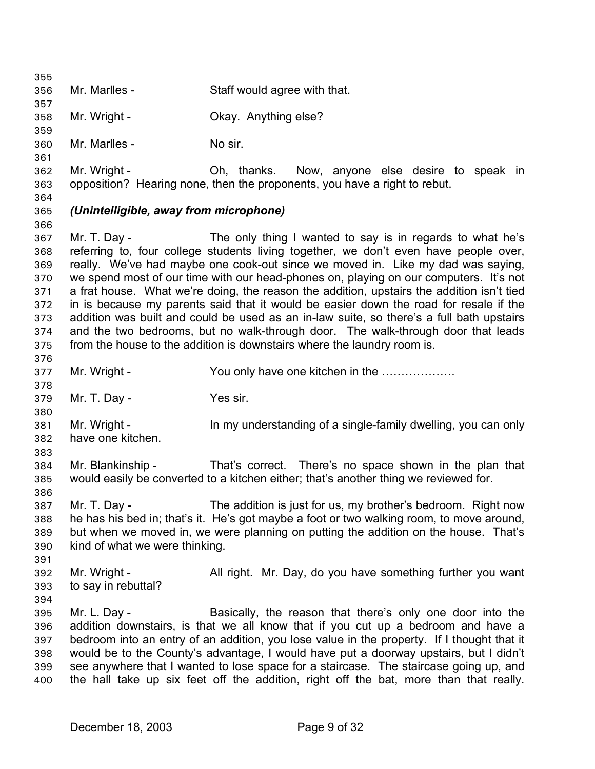Mr. Marlles - Staff would agree with that.

Mr. Wright - Okay. Anything else?

Mr. Marlles - No sir.

Mr. Wright - Oh, thanks. Now, anyone else desire to speak in opposition? Hearing none, then the proponents, you have a right to rebut.

***(Unintelligible, away from microphone)***

Mr. T. Day - The only thing I wanted to say is in regards to what he's referring to, four college students living together, we don't even have people over, really. We've had maybe one cook-out since we moved in. Like my dad was saying, we spend most of our time with our head-phones on, playing on our computers. It's not a frat house. What we're doing, the reason the addition, upstairs the addition isn't tied in is because my parents said that it would be easier down the road for resale if the addition was built and could be used as an in-law suite, so there's a full bath upstairs and the two bedrooms, but no walk-through door. The walk-through door that leads from the house to the addition is downstairs where the laundry room is.

Mr. Wright - You only have one kitchen in the ……………….

Mr. T. Day - Yes sir.

Mr. Wright - In my understanding of a single-family dwelling, you can only have one kitchen.

Mr. Blankinship - That's correct. There's no space shown in the plan that would easily be converted to a kitchen either; that's another thing we reviewed for.

Mr. T. Day - The addition is just for us, my brother's bedroom. Right now he has his bed in; that's it. He's got maybe a foot or two walking room, to move around, but when we moved in, we were planning on putting the addition on the house. That's kind of what we were thinking.

Mr. Wright - All right. Mr. Day, do you have something further you want to say in rebuttal?

Mr. L. Day - Basically, the reason that there's only one door into the addition downstairs, is that we all know that if you cut up a bedroom and have a bedroom into an entry of an addition, you lose value in the property. If I thought that it would be to the County's advantage, I would have put a doorway upstairs, but I didn't see anywhere that I wanted to lose space for a staircase. The staircase going up, and the hall take up six feet off the addition, right off the bat, more than that really.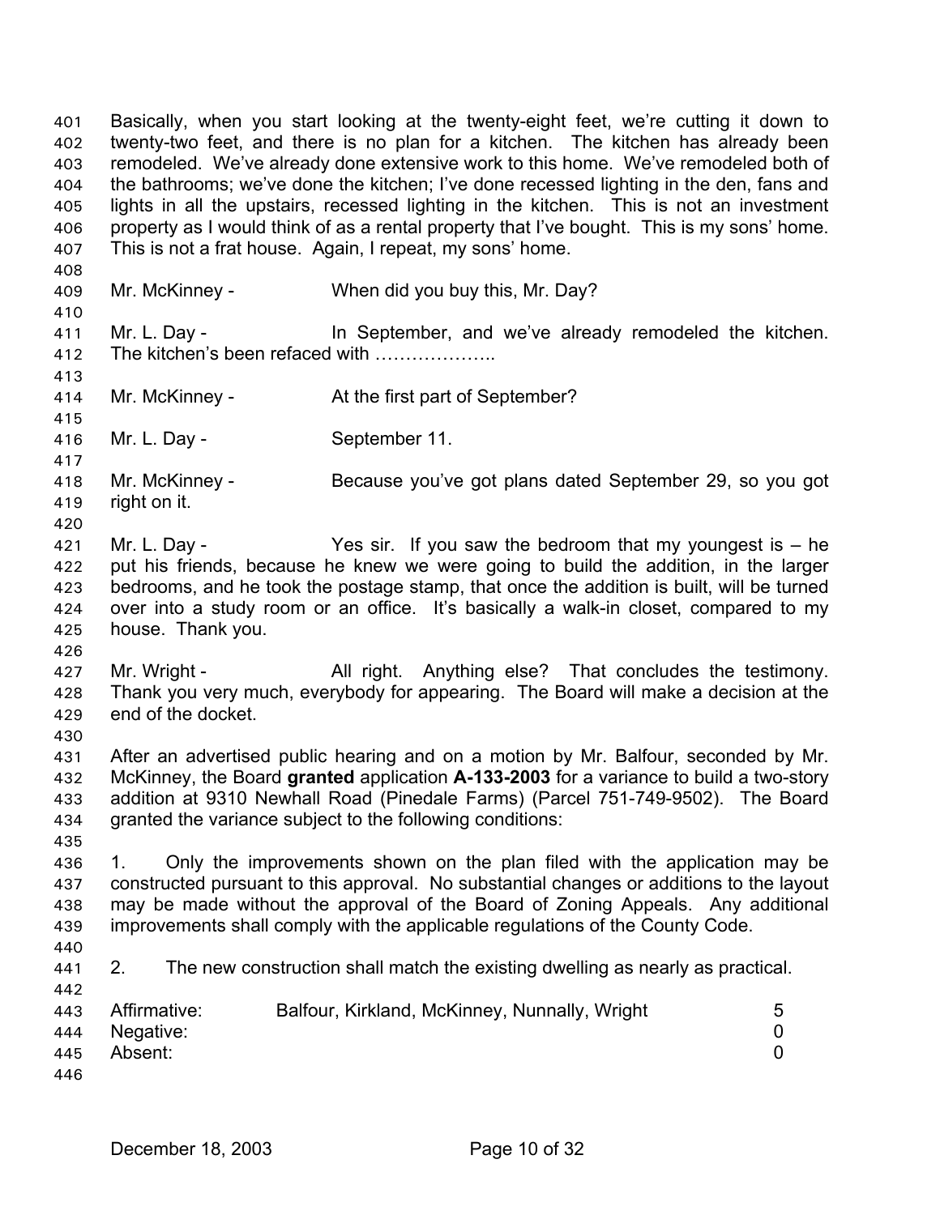Basically, when you start looking at the twenty-eight feet, we're cutting it down to twenty-two feet, and there is no plan for a kitchen. The kitchen has already been remodeled. We've already done extensive work to this home. We've remodeled both of the bathrooms; we've done the kitchen; I've done recessed lighting in the den, fans and lights in all the upstairs, recessed lighting in the kitchen. This is not an investment property as I would think of as a rental property that I've bought. This is my sons' home. This is not a frat house. Again, I repeat, my sons' home.

Mr. McKinney - When did you buy this, Mr. Day?

Mr. L. Day - In September, and we've already remodeled the kitchen. The kitchen's been refaced with ………………..

Mr. McKinney - At the first part of September?

Mr. L. Day - September 11.

Mr. McKinney - Because you've got plans dated September 29, so you got right on it.

Mr. L. Day - Yes sir. If you saw the bedroom that my youngest is – he put his friends, because he knew we were going to build the addition, in the larger bedrooms, and he took the postage stamp, that once the addition is built, will be turned over into a study room or an office. It's basically a walk-in closet, compared to my house. Thank you.

Mr. Wright - All right. Anything else? That concludes the testimony. Thank you very much, everybody for appearing. The Board will make a decision at the end of the docket.

After an advertised public hearing and on a motion by Mr. Balfour, seconded by Mr. McKinney, the Board **granted** application **A-133-2003** for a variance to build a two-story addition at 9310 Newhall Road (Pinedale Farms) (Parcel 751-749-9502). The Board granted the variance subject to the following conditions:

1. Only the improvements shown on the plan filed with the application may be constructed pursuant to this approval. No substantial changes or additions to the layout may be made without the approval of the Board of Zoning Appeals. Any additional improvements shall comply with the applicable regulations of the County Code.

2. The new construction shall match the existing dwelling as nearly as practical.

| | | |
|---|---|---|
| Affirmative: | Balfour, Kirkland, McKinney, Nunnally, Wright | 5 |
| Negative: | | 0 |
| Absent: | | 0 |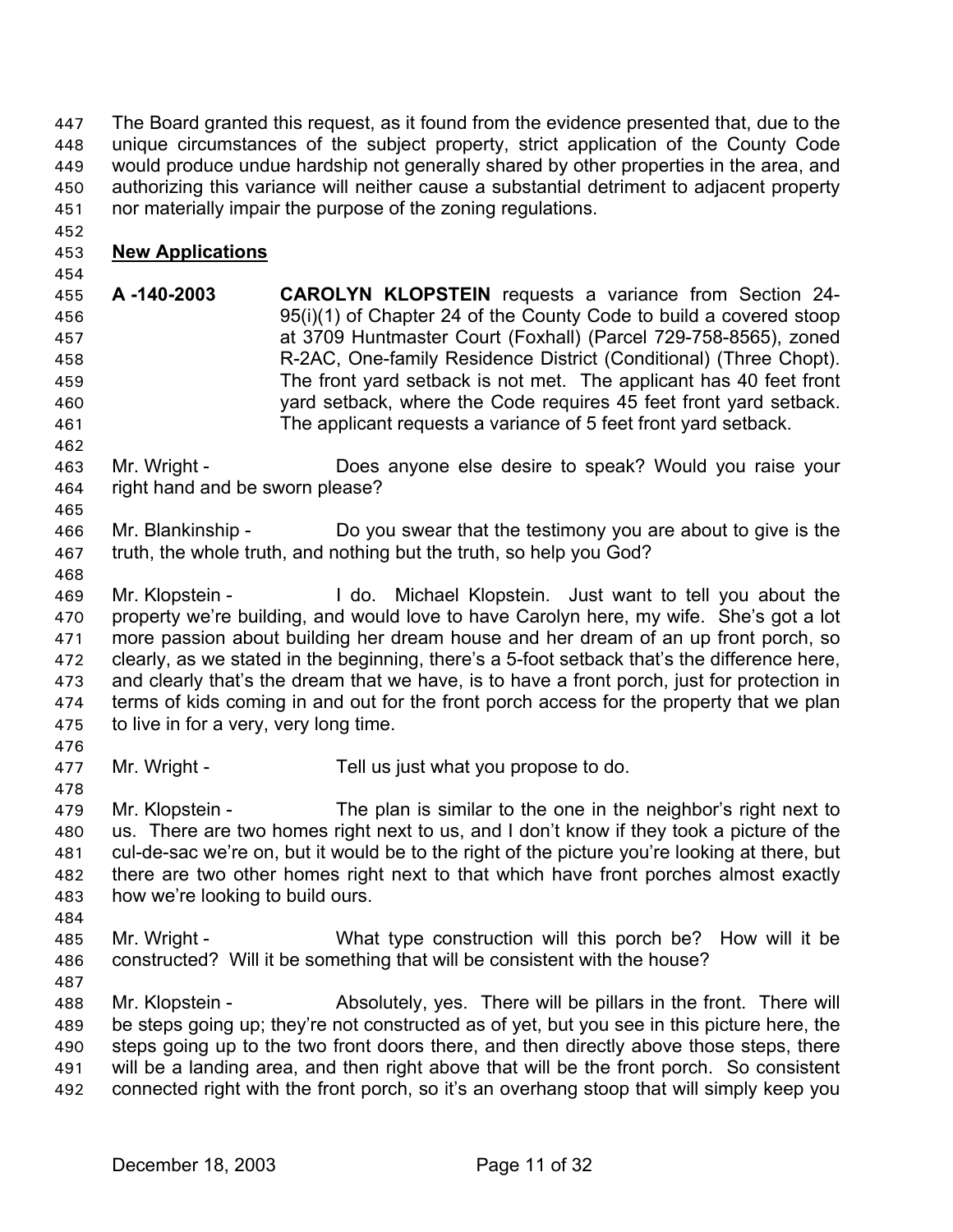The Board granted this request, as it found from the evidence presented that, due to the unique circumstances of the subject property, strict application of the County Code would produce undue hardship not generally shared by other properties in the area, and authorizing this variance will neither cause a substantial detriment to adjacent property nor materially impair the purpose of the zoning regulations.

**New Applications**

**A -140-2003** **CAROLYN KLOPSTEIN** requests a variance from Section 24-95(i)(1) of Chapter 24 of the County Code to build a covered stoop at 3709 Huntmaster Court (Foxhall) (Parcel 729-758-8565), zoned R-2AC, One-family Residence District (Conditional) (Three Chopt). The front yard setback is not met. The applicant has 40 feet front yard setback, where the Code requires 45 feet front yard setback. The applicant requests a variance of 5 feet front yard setback.

Mr. Wright - Does anyone else desire to speak? Would you raise your right hand and be sworn please?

Mr. Blankinship - Do you swear that the testimony you are about to give is the truth, the whole truth, and nothing but the truth, so help you God?

Mr. Klopstein - I do. Michael Klopstein. Just want to tell you about the property we're building, and would love to have Carolyn here, my wife. She's got a lot more passion about building her dream house and her dream of an up front porch, so clearly, as we stated in the beginning, there's a 5-foot setback that's the difference here, and clearly that's the dream that we have, is to have a front porch, just for protection in terms of kids coming in and out for the front porch access for the property that we plan to live in for a very, very long time.

Mr. Wright - Tell us just what you propose to do.

Mr. Klopstein - The plan is similar to the one in the neighbor's right next to us. There are two homes right next to us, and I don't know if they took a picture of the cul-de-sac we're on, but it would be to the right of the picture you're looking at there, but there are two other homes right next to that which have front porches almost exactly how we're looking to build ours.

Mr. Wright - What type construction will this porch be? How will it be constructed? Will it be something that will be consistent with the house?

Mr. Klopstein - Absolutely, yes. There will be pillars in the front. There will be steps going up; they're not constructed as of yet, but you see in this picture here, the steps going up to the two front doors there, and then directly above those steps, there will be a landing area, and then right above that will be the front porch. So consistent connected right with the front porch, so it's an overhang stoop that will simply keep you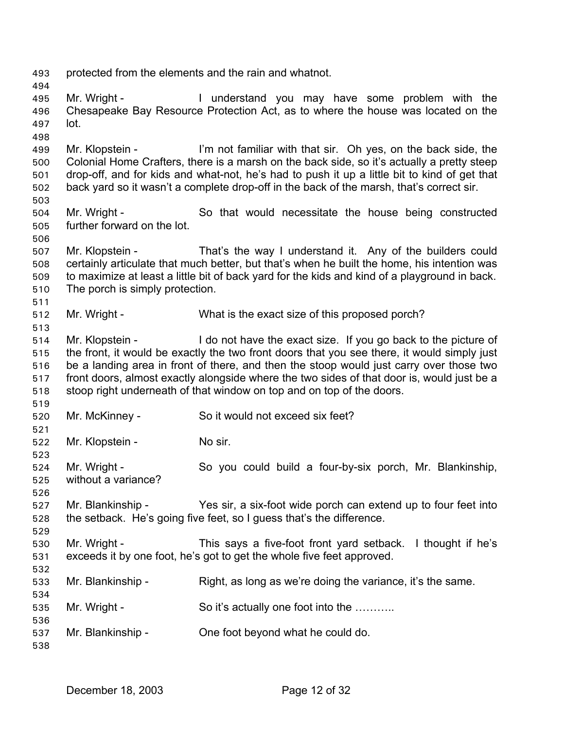protected from the elements and the rain and whatnot.

Mr. Wright - I understand you may have some problem with the Chesapeake Bay Resource Protection Act, as to where the house was located on the lot.

Mr. Klopstein - I'm not familiar with that sir. Oh yes, on the back side, the Colonial Home Crafters, there is a marsh on the back side, so it's actually a pretty steep drop-off, and for kids and what-not, he's had to push it up a little bit to kind of get that back yard so it wasn't a complete drop-off in the back of the marsh, that's correct sir.

Mr. Wright - So that would necessitate the house being constructed further forward on the lot.

Mr. Klopstein - That's the way I understand it. Any of the builders could certainly articulate that much better, but that's when he built the home, his intention was to maximize at least a little bit of back yard for the kids and kind of a playground in back. The porch is simply protection.

Mr. Wright - What is the exact size of this proposed porch?

Mr. Klopstein - I do not have the exact size. If you go back to the picture of the front, it would be exactly the two front doors that you see there, it would simply just be a landing area in front of there, and then the stoop would just carry over those two front doors, almost exactly alongside where the two sides of that door is, would just be a stoop right underneath of that window on top and on top of the doors.

Mr. McKinney - So it would not exceed six feet?

Mr. Klopstein - No sir.

Mr. Wright - So you could build a four-by-six porch, Mr. Blankinship, without a variance?

Mr. Blankinship - Yes sir, a six-foot wide porch can extend up to four feet into the setback. He's going five feet, so I guess that's the difference.

Mr. Wright - This says a five-foot front yard setback. I thought if he's exceeds it by one foot, he's got to get the whole five feet approved.

Mr. Blankinship - Right, as long as we're doing the variance, it's the same.

Mr. Wright - So it's actually one foot into the ………..

Mr. Blankinship - One foot beyond what he could do.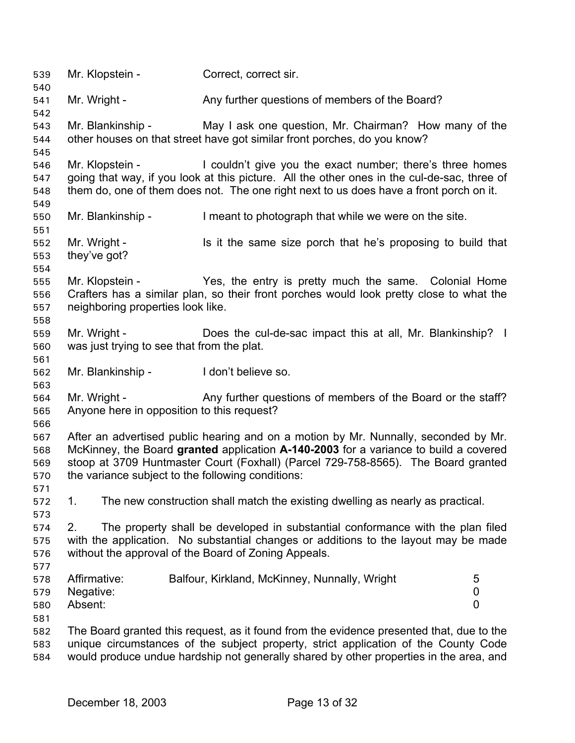Mr. Klopstein - Correct, correct sir.

Mr. Wright - Any further questions of members of the Board?

Mr. Blankinship - May I ask one question, Mr. Chairman? How many of the other houses on that street have got similar front porches, do you know?

Mr. Klopstein - I couldn't give you the exact number; there's three homes going that way, if you look at this picture. All the other ones in the cul-de-sac, three of them do, one of them does not. The one right next to us does have a front porch on it.

Mr. Blankinship - I meant to photograph that while we were on the site.

Mr. Wright - Is it the same size porch that he's proposing to build that they've got?

Mr. Klopstein - Yes, the entry is pretty much the same. Colonial Home Crafters has a similar plan, so their front porches would look pretty close to what the neighboring properties look like.

Mr. Wright - Does the cul-de-sac impact this at all, Mr. Blankinship? I was just trying to see that from the plat.

Mr. Blankinship - I don't believe so.

Mr. Wright - Any further questions of members of the Board or the staff? Anyone here in opposition to this request?

After an advertised public hearing and on a motion by Mr. Nunnally, seconded by Mr. McKinney, the Board **granted** application **A-140-2003** for a variance to build a covered stoop at 3709 Huntmaster Court (Foxhall) (Parcel 729-758-8565). The Board granted the variance subject to the following conditions:

1. The new construction shall match the existing dwelling as nearly as practical.

2. The property shall be developed in substantial conformance with the plan filed with the application. No substantial changes or additions to the layout may be made without the approval of the Board of Zoning Appeals.

| | | |
|---|---|---|
| Affirmative: | Balfour, Kirkland, McKinney, Nunnally, Wright | 5 |
| Negative: | | 0 |
| Absent: | | 0 |

The Board granted this request, as it found from the evidence presented that, due to the unique circumstances of the subject property, strict application of the County Code would produce undue hardship not generally shared by other properties in the area, and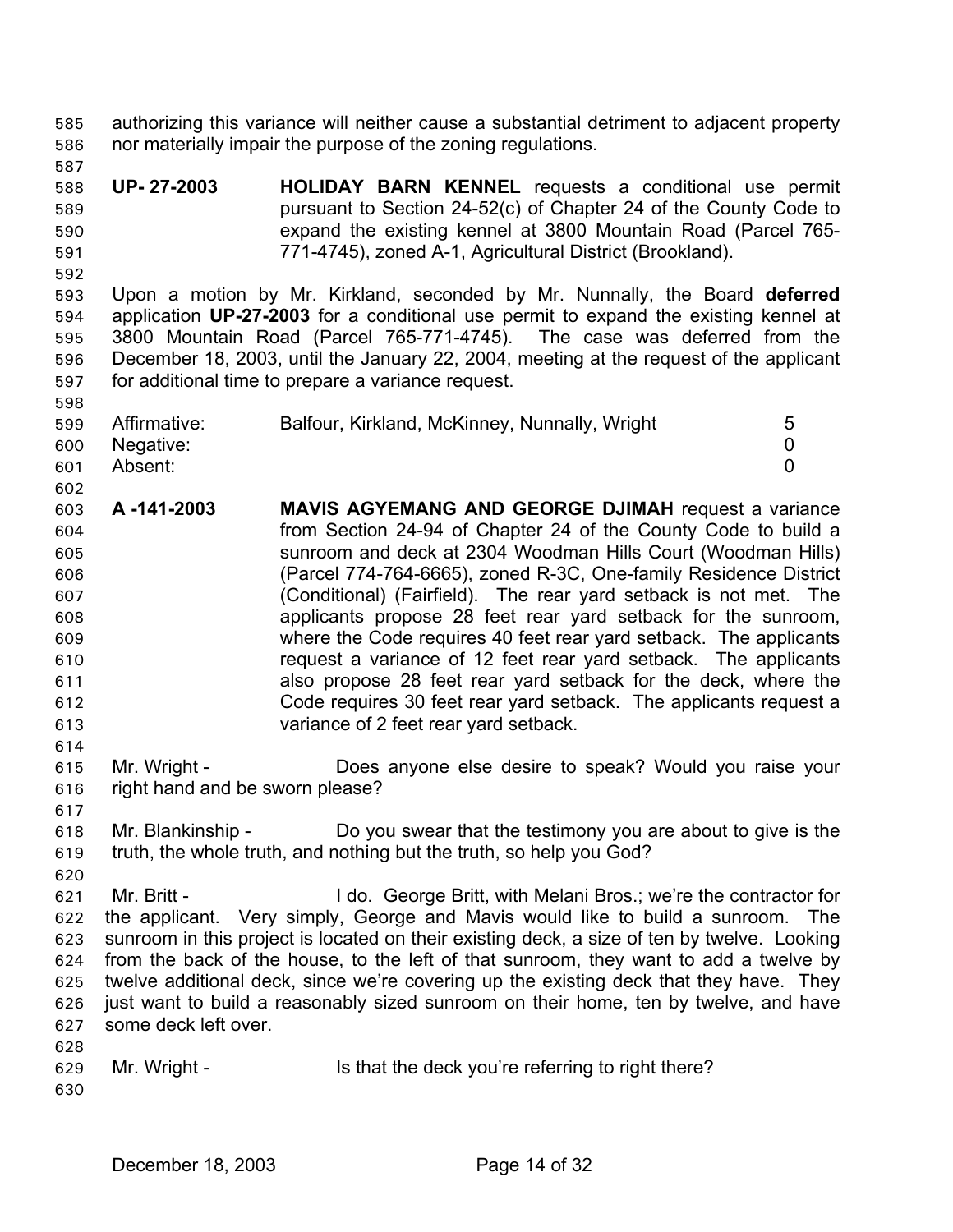authorizing this variance will neither cause a substantial detriment to adjacent property nor materially impair the purpose of the zoning regulations.

**UP- 27-2003** **HOLIDAY BARN KENNEL** requests a conditional use permit pursuant to Section 24-52(c) of Chapter 24 of the County Code to expand the existing kennel at 3800 Mountain Road (Parcel 765-771-4745), zoned A-1, Agricultural District (Brookland).

Upon a motion by Mr. Kirkland, seconded by Mr. Nunnally, the Board **deferred** application **UP-27-2003** for a conditional use permit to expand the existing kennel at 3800 Mountain Road (Parcel 765-771-4745). The case was deferred from the December 18, 2003, until the January 22, 2004, meeting at the request of the applicant for additional time to prepare a variance request.

| | | |
|---|---|---|
| Affirmative: | Balfour, Kirkland, McKinney, Nunnally, Wright | 5 |
| Negative: | | 0 |
| Absent: | | 0 |

**A -141-2003** **MAVIS AGYEMANG AND GEORGE DJIMAH** request a variance from Section 24-94 of Chapter 24 of the County Code to build a sunroom and deck at 2304 Woodman Hills Court (Woodman Hills) (Parcel 774-764-6665), zoned R-3C, One-family Residence District (Conditional) (Fairfield). The rear yard setback is not met. The applicants propose 28 feet rear yard setback for the sunroom, where the Code requires 40 feet rear yard setback. The applicants request a variance of 12 feet rear yard setback. The applicants also propose 28 feet rear yard setback for the deck, where the Code requires 30 feet rear yard setback. The applicants request a variance of 2 feet rear yard setback.

Mr. Wright - Does anyone else desire to speak? Would you raise your right hand and be sworn please?

Mr. Blankinship - Do you swear that the testimony you are about to give is the truth, the whole truth, and nothing but the truth, so help you God?

Mr. Britt - I do. George Britt, with Melani Bros.; we're the contractor for the applicant. Very simply, George and Mavis would like to build a sunroom. The sunroom in this project is located on their existing deck, a size of ten by twelve. Looking from the back of the house, to the left of that sunroom, they want to add a twelve by twelve additional deck, since we're covering up the existing deck that they have. They just want to build a reasonably sized sunroom on their home, ten by twelve, and have some deck left over.

Mr. Wright - Is that the deck you're referring to right there?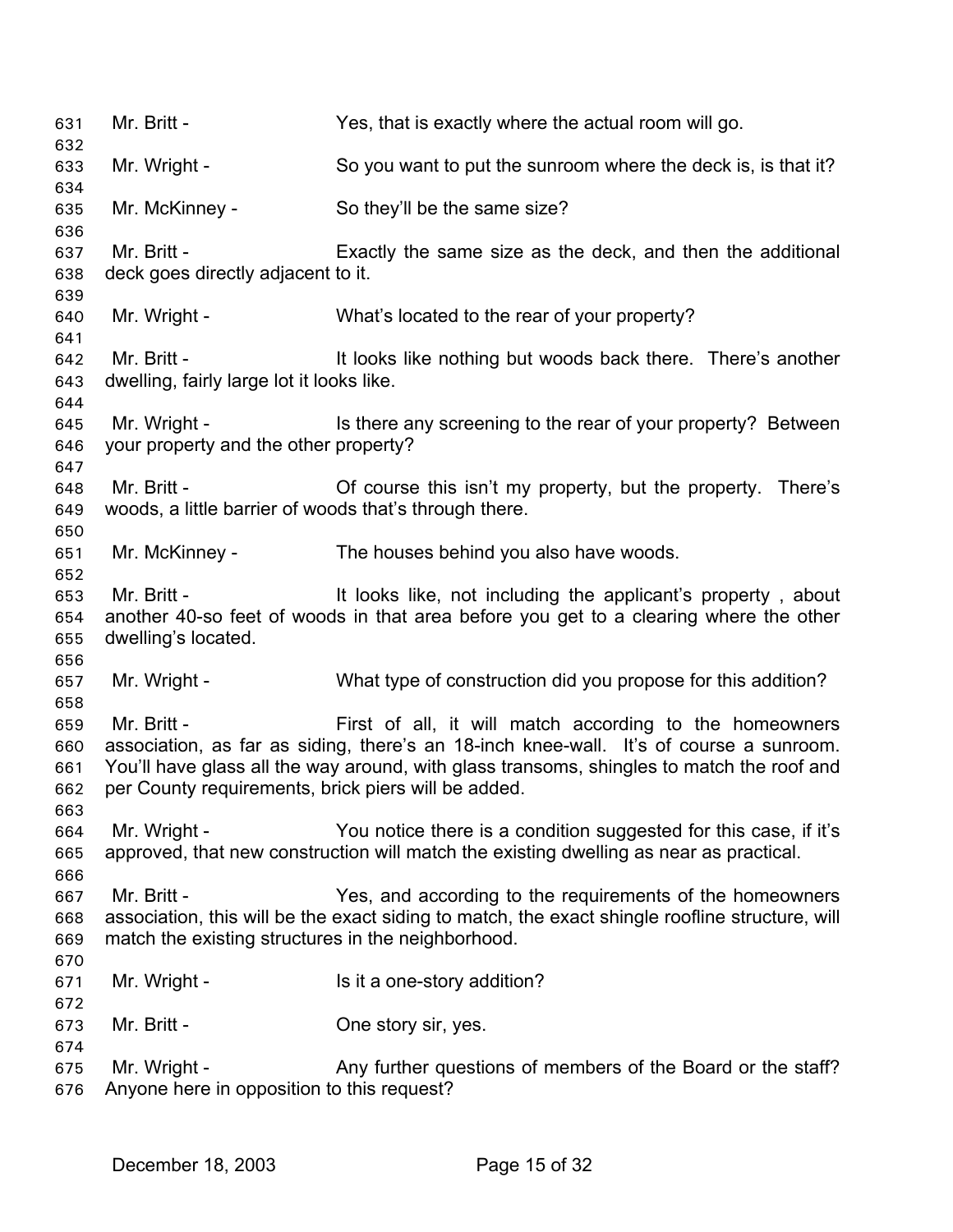Mr. Britt - Yes, that is exactly where the actual room will go.

Mr. Wright - So you want to put the sunroom where the deck is, is that it?

Mr. McKinney - So they'll be the same size?

Mr. Britt - Exactly the same size as the deck, and then the additional deck goes directly adjacent to it.

Mr. Wright - What's located to the rear of your property?

Mr. Britt - It looks like nothing but woods back there. There's another dwelling, fairly large lot it looks like.

Mr. Wright - Is there any screening to the rear of your property? Between your property and the other property?

Mr. Britt - Of course this isn't my property, but the property. There's woods, a little barrier of woods that's through there.

Mr. McKinney - The houses behind you also have woods.

Mr. Britt - It looks like, not including the applicant's property , about another 40-so feet of woods in that area before you get to a clearing where the other dwelling's located.

Mr. Wright - What type of construction did you propose for this addition?

Mr. Britt - First of all, it will match according to the homeowners association, as far as siding, there's an 18-inch knee-wall. It's of course a sunroom. You'll have glass all the way around, with glass transoms, shingles to match the roof and per County requirements, brick piers will be added.

Mr. Wright - You notice there is a condition suggested for this case, if it's approved, that new construction will match the existing dwelling as near as practical.

Mr. Britt - Yes, and according to the requirements of the homeowners association, this will be the exact siding to match, the exact shingle roofline structure, will match the existing structures in the neighborhood.

Mr. Wright - Is it a one-story addition?

Mr. Britt - One story sir, yes.

Mr. Wright - Any further questions of members of the Board or the staff? Anyone here in opposition to this request?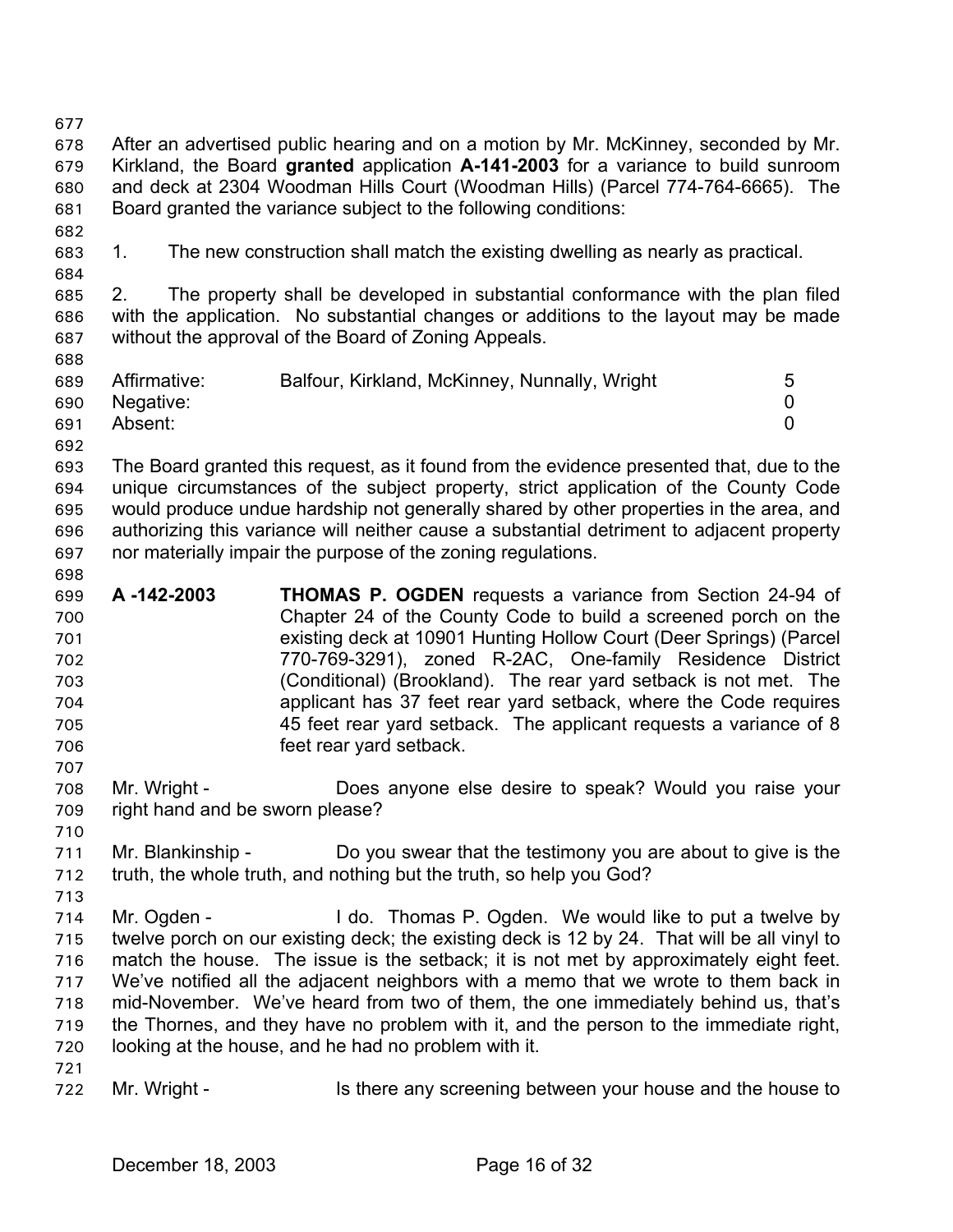After an advertised public hearing and on a motion by Mr. McKinney, seconded by Mr. Kirkland, the Board **granted** application **A-141-2003** for a variance to build sunroom and deck at 2304 Woodman Hills Court (Woodman Hills) (Parcel 774-764-6665). The Board granted the variance subject to the following conditions:

1. The new construction shall match the existing dwelling as nearly as practical.

2. The property shall be developed in substantial conformance with the plan filed with the application. No substantial changes or additions to the layout may be made without the approval of the Board of Zoning Appeals.

| | | |
|---|---|---|
| Affirmative: | Balfour, Kirkland, McKinney, Nunnally, Wright | 5 |
| Negative: | | 0 |
| Absent: | | 0 |

The Board granted this request, as it found from the evidence presented that, due to the unique circumstances of the subject property, strict application of the County Code would produce undue hardship not generally shared by other properties in the area, and authorizing this variance will neither cause a substantial detriment to adjacent property nor materially impair the purpose of the zoning regulations.

**A -142-2003** **THOMAS P. OGDEN** requests a variance from Section 24-94 of Chapter 24 of the County Code to build a screened porch on the existing deck at 10901 Hunting Hollow Court (Deer Springs) (Parcel 770-769-3291), zoned R-2AC, One-family Residence District (Conditional) (Brookland). The rear yard setback is not met. The applicant has 37 feet rear yard setback, where the Code requires 45 feet rear yard setback. The applicant requests a variance of 8 feet rear yard setback.

Mr. Wright - Does anyone else desire to speak? Would you raise your right hand and be sworn please?

Mr. Blankinship - Do you swear that the testimony you are about to give is the truth, the whole truth, and nothing but the truth, so help you God?

Mr. Ogden - I do. Thomas P. Ogden. We would like to put a twelve by twelve porch on our existing deck; the existing deck is 12 by 24. That will be all vinyl to match the house. The issue is the setback; it is not met by approximately eight feet. We've notified all the adjacent neighbors with a memo that we wrote to them back in mid-November. We've heard from two of them, the one immediately behind us, that's the Thornes, and they have no problem with it, and the person to the immediate right, looking at the house, and he had no problem with it.

Mr. Wright - Is there any screening between your house and the house to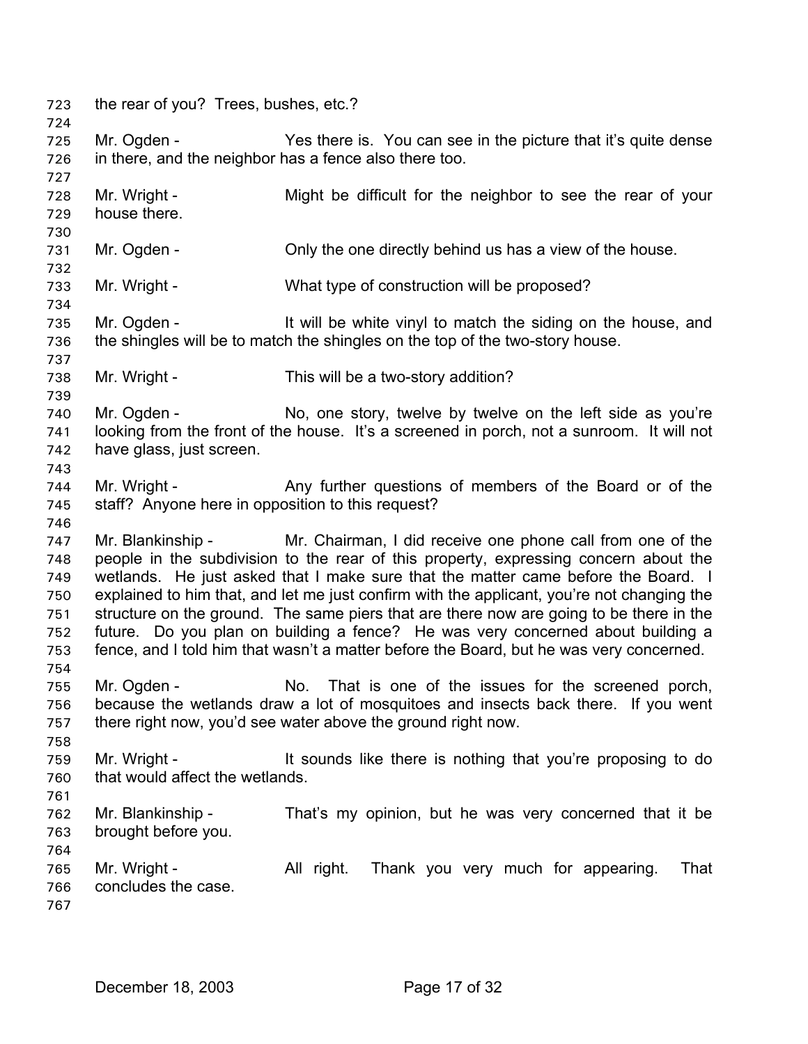the rear of you? Trees, bushes, etc.?

Mr. Ogden - Yes there is. You can see in the picture that it's quite dense in there, and the neighbor has a fence also there too.

Mr. Wright - Might be difficult for the neighbor to see the rear of your house there.

Mr. Ogden - Only the one directly behind us has a view of the house.

Mr. Wright - What type of construction will be proposed?

Mr. Ogden - It will be white vinyl to match the siding on the house, and the shingles will be to match the shingles on the top of the two-story house.

Mr. Wright - This will be a two-story addition?

Mr. Ogden - No, one story, twelve by twelve on the left side as you're looking from the front of the house. It's a screened in porch, not a sunroom. It will not have glass, just screen.

Mr. Wright - Any further questions of members of the Board or of the staff? Anyone here in opposition to this request?

Mr. Blankinship - Mr. Chairman, I did receive one phone call from one of the people in the subdivision to the rear of this property, expressing concern about the wetlands. He just asked that I make sure that the matter came before the Board. I explained to him that, and let me just confirm with the applicant, you're not changing the structure on the ground. The same piers that are there now are going to be there in the future. Do you plan on building a fence? He was very concerned about building a fence, and I told him that wasn't a matter before the Board, but he was very concerned.

Mr. Ogden - No. That is one of the issues for the screened porch, because the wetlands draw a lot of mosquitoes and insects back there. If you went there right now, you'd see water above the ground right now.

Mr. Wright - It sounds like there is nothing that you're proposing to do that would affect the wetlands.

Mr. Blankinship - That's my opinion, but he was very concerned that it be brought before you.

Mr. Wright - All right. Thank you very much for appearing. That concludes the case.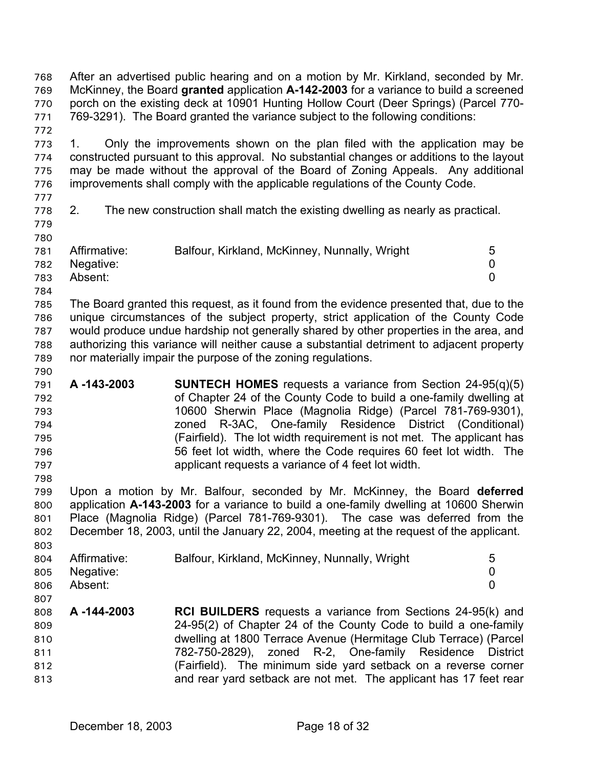After an advertised public hearing and on a motion by Mr. Kirkland, seconded by Mr. McKinney, the Board **granted** application **A-142-2003** for a variance to build a screened porch on the existing deck at 10901 Hunting Hollow Court (Deer Springs) (Parcel 770-769-3291). The Board granted the variance subject to the following conditions:

1. Only the improvements shown on the plan filed with the application may be constructed pursuant to this approval. No substantial changes or additions to the layout may be made without the approval of the Board of Zoning Appeals. Any additional improvements shall comply with the applicable regulations of the County Code.

2. The new construction shall match the existing dwelling as nearly as practical.

| | | |
|---|---|---|
| Affirmative: | Balfour, Kirkland, McKinney, Nunnally, Wright | 5 |
| Negative: | | 0 |
| Absent: | | 0 |

The Board granted this request, as it found from the evidence presented that, due to the unique circumstances of the subject property, strict application of the County Code would produce undue hardship not generally shared by other properties in the area, and authorizing this variance will neither cause a substantial detriment to adjacent property nor materially impair the purpose of the zoning regulations.

**A -143-2003** **SUNTECH HOMES** requests a variance from Section 24-95(q)(5) of Chapter 24 of the County Code to build a one-family dwelling at 10600 Sherwin Place (Magnolia Ridge) (Parcel 781-769-9301), zoned R-3AC, One-family Residence District (Conditional) (Fairfield). The lot width requirement is not met. The applicant has 56 feet lot width, where the Code requires 60 feet lot width. The applicant requests a variance of 4 feet lot width.

Upon a motion by Mr. Balfour, seconded by Mr. McKinney, the Board **deferred** application **A-143-2003** for a variance to build a one-family dwelling at 10600 Sherwin Place (Magnolia Ridge) (Parcel 781-769-9301). The case was deferred from the December 18, 2003, until the January 22, 2004, meeting at the request of the applicant.

| | | |
|---|---|---|
| Affirmative: | Balfour, Kirkland, McKinney, Nunnally, Wright | 5 |
| Negative: | | 0 |
| Absent: | | 0 |

**A -144-2003** **RCI BUILDERS** requests a variance from Sections 24-95(k) and 24-95(2) of Chapter 24 of the County Code to build a one-family dwelling at 1800 Terrace Avenue (Hermitage Club Terrace) (Parcel 782-750-2829), zoned R-2, One-family Residence District (Fairfield). The minimum side yard setback on a reverse corner and rear yard setback are not met. The applicant has 17 feet rear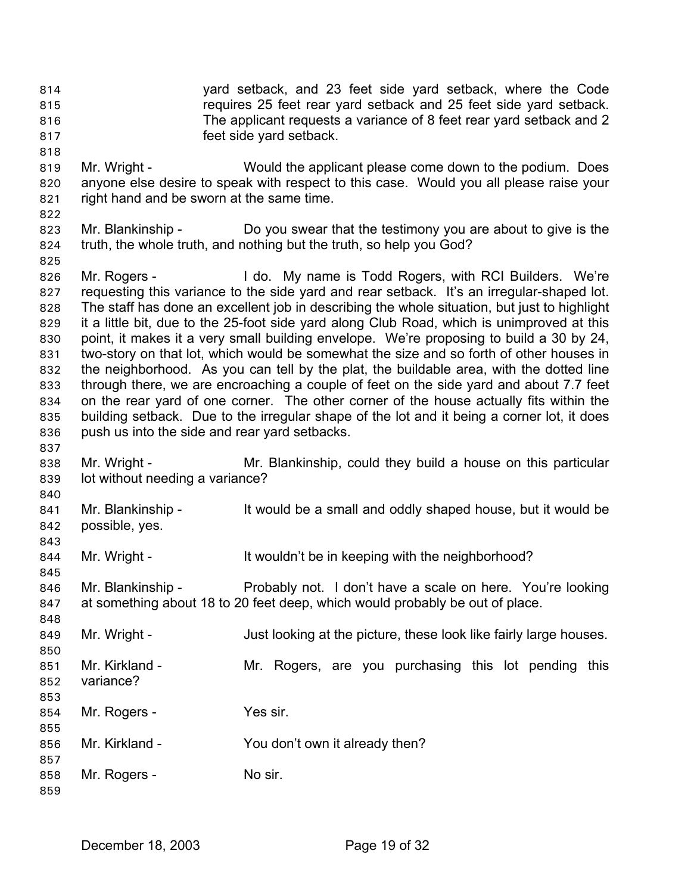yard setback, and 23 feet side yard setback, where the Code requires 25 feet rear yard setback and 25 feet side yard setback. The applicant requests a variance of 8 feet rear yard setback and 2 feet side yard setback.

Mr. Wright - Would the applicant please come down to the podium. Does anyone else desire to speak with respect to this case. Would you all please raise your right hand and be sworn at the same time.

Mr. Blankinship - Do you swear that the testimony you are about to give is the truth, the whole truth, and nothing but the truth, so help you God?

Mr. Rogers - I do. My name is Todd Rogers, with RCI Builders. We're requesting this variance to the side yard and rear setback. It's an irregular-shaped lot. The staff has done an excellent job in describing the whole situation, but just to highlight it a little bit, due to the 25-foot side yard along Club Road, which is unimproved at this point, it makes it a very small building envelope. We're proposing to build a 30 by 24, two-story on that lot, which would be somewhat the size and so forth of other houses in the neighborhood. As you can tell by the plat, the buildable area, with the dotted line through there, we are encroaching a couple of feet on the side yard and about 7.7 feet on the rear yard of one corner. The other corner of the house actually fits within the building setback. Due to the irregular shape of the lot and it being a corner lot, it does push us into the side and rear yard setbacks.

Mr. Wright - Mr. Blankinship, could they build a house on this particular lot without needing a variance?

Mr. Blankinship - It would be a small and oddly shaped house, but it would be possible, yes.

Mr. Wright - It wouldn't be in keeping with the neighborhood?

Mr. Blankinship - Probably not. I don't have a scale on here. You're looking at something about 18 to 20 feet deep, which would probably be out of place.

Mr. Wright - Just looking at the picture, these look like fairly large houses.

Mr. Kirkland - Mr. Rogers, are you purchasing this lot pending this variance?

Mr. Rogers - Yes sir.

Mr. Kirkland - You don't own it already then?

Mr. Rogers - No sir.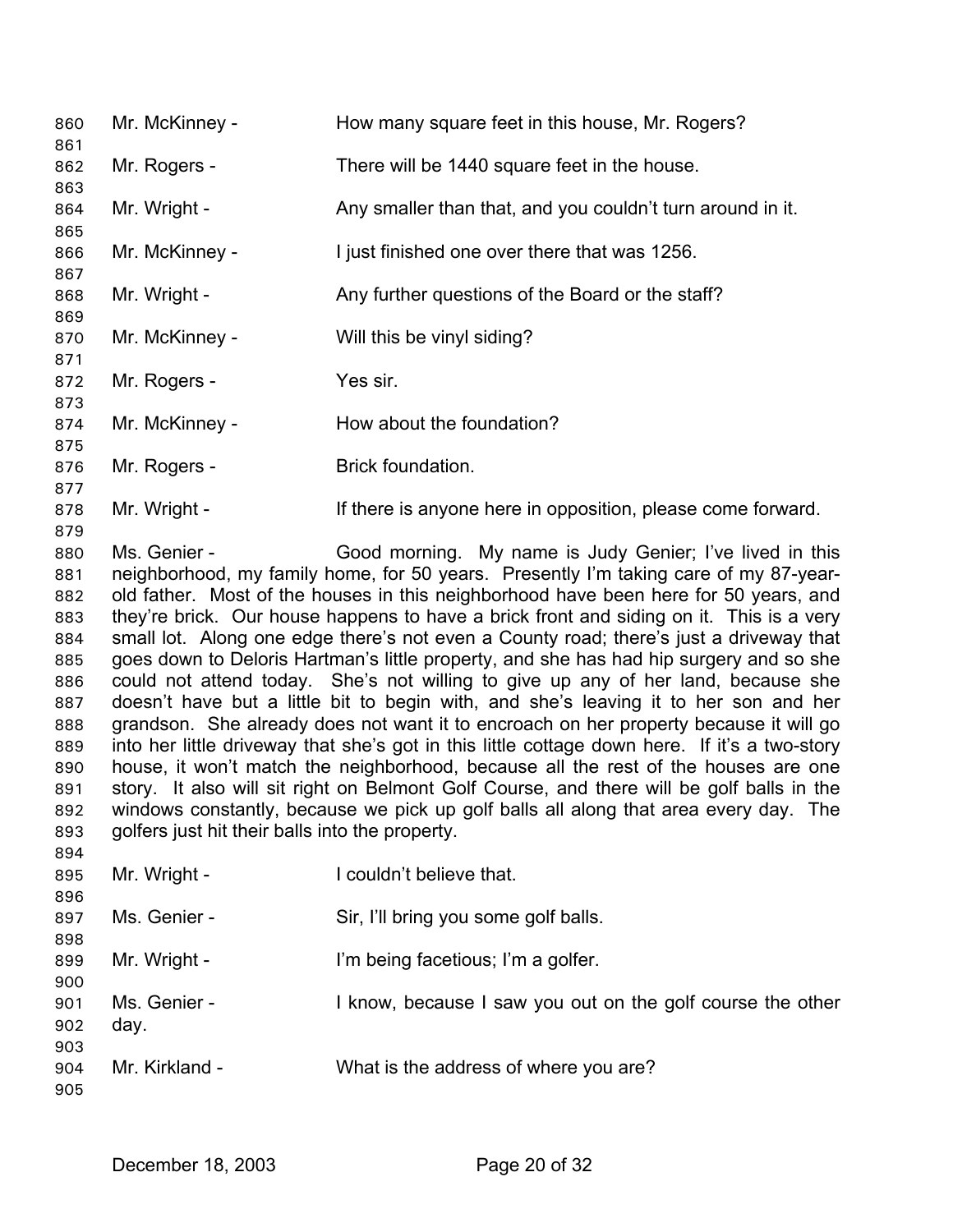Mr. McKinney - How many square feet in this house, Mr. Rogers?

Mr. Rogers - There will be 1440 square feet in the house.

Mr. Wright - Any smaller than that, and you couldn't turn around in it.

Mr. McKinney - I just finished one over there that was 1256.

Mr. Wright - Any further questions of the Board or the staff?

Mr. McKinney - Will this be vinyl siding?

Mr. Rogers - Yes sir.

Mr. McKinney - How about the foundation?

Mr. Rogers - Brick foundation.

Mr. Wright - If there is anyone here in opposition, please come forward.

Ms. Genier - Good morning. My name is Judy Genier; I've lived in this neighborhood, my family home, for 50 years. Presently I'm taking care of my 87-year-old father. Most of the houses in this neighborhood have been here for 50 years, and they're brick. Our house happens to have a brick front and siding on it. This is a very small lot. Along one edge there's not even a County road; there's just a driveway that goes down to Deloris Hartman's little property, and she has had hip surgery and so she could not attend today. She's not willing to give up any of her land, because she doesn't have but a little bit to begin with, and she's leaving it to her son and her grandson. She already does not want it to encroach on her property because it will go into her little driveway that she's got in this little cottage down here. If it's a two-story house, it won't match the neighborhood, because all the rest of the houses are one story. It also will sit right on Belmont Golf Course, and there will be golf balls in the windows constantly, because we pick up golf balls all along that area every day. The golfers just hit their balls into the property.

Mr. Wright - I couldn't believe that.

Ms. Genier - Sir, I'll bring you some golf balls.

Mr. Wright - I'm being facetious; I'm a golfer.

Ms. Genier - I know, because I saw you out on the golf course the other day.

Mr. Kirkland - What is the address of where you are?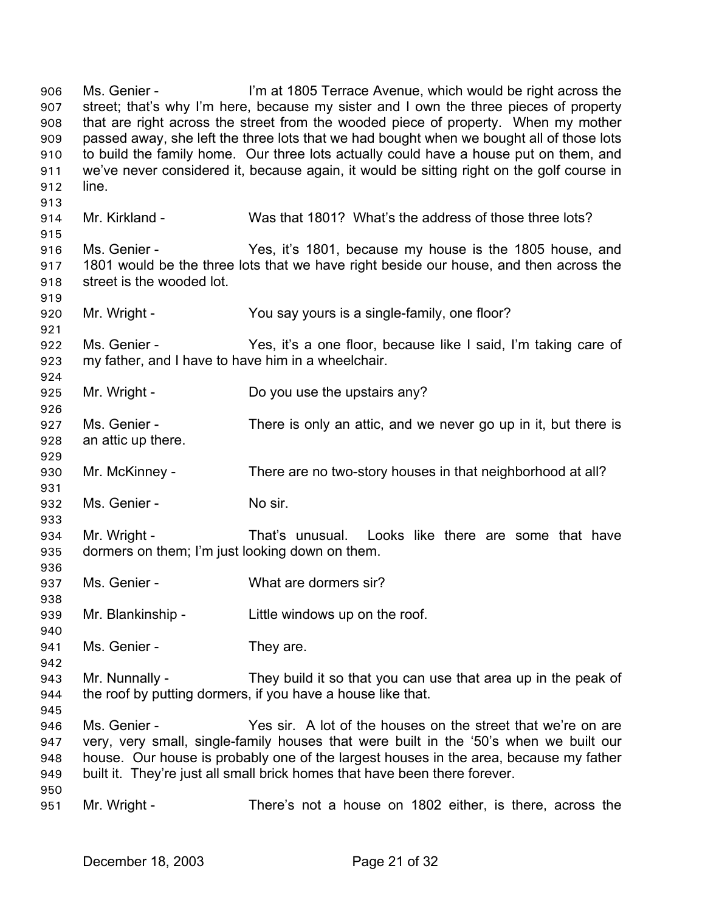Ms. Genier - I'm at 1805 Terrace Avenue, which would be right across the street; that's why I'm here, because my sister and I own the three pieces of property that are right across the street from the wooded piece of property. When my mother passed away, she left the three lots that we had bought when we bought all of those lots to build the family home. Our three lots actually could have a house put on them, and we've never considered it, because again, it would be sitting right on the golf course in line.

Mr. Kirkland - Was that 1801? What's the address of those three lots?

Ms. Genier - Yes, it's 1801, because my house is the 1805 house, and 1801 would be the three lots that we have right beside our house, and then across the street is the wooded lot.

Mr. Wright - You say yours is a single-family, one floor?

Ms. Genier - Yes, it's a one floor, because like I said, I'm taking care of my father, and I have to have him in a wheelchair.

Mr. Wright - Do you use the upstairs any?

Ms. Genier - There is only an attic, and we never go up in it, but there is an attic up there.

Mr. McKinney - There are no two-story houses in that neighborhood at all?

Ms. Genier - No sir.

Mr. Wright - That's unusual. Looks like there are some that have dormers on them; I'm just looking down on them.

Ms. Genier - What are dormers sir?

Mr. Blankinship - Little windows up on the roof.

Ms. Genier - They are.

Mr. Nunnally - They build it so that you can use that area up in the peak of the roof by putting dormers, if you have a house like that.

Ms. Genier - Yes sir. A lot of the houses on the street that we're on are very, very small, single-family houses that were built in the '50's when we built our house. Our house is probably one of the largest houses in the area, because my father built it. They're just all small brick homes that have been there forever.

Mr. Wright - There's not a house on 1802 either, is there, across the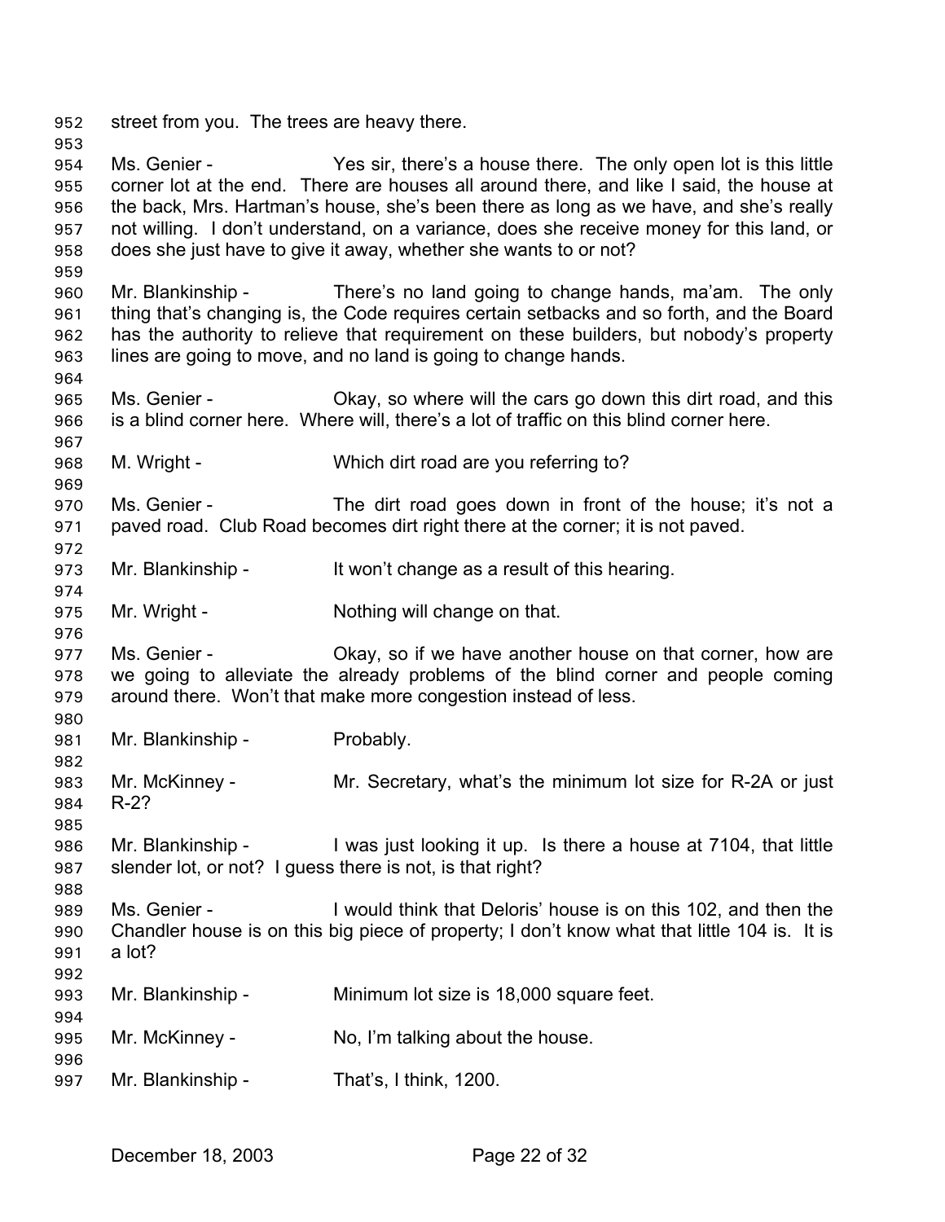street from you. The trees are heavy there.

Ms. Genier - Yes sir, there's a house there. The only open lot is this little corner lot at the end. There are houses all around there, and like I said, the house at the back, Mrs. Hartman's house, she's been there as long as we have, and she's really not willing. I don't understand, on a variance, does she receive money for this land, or does she just have to give it away, whether she wants to or not?

Mr. Blankinship - There's no land going to change hands, ma'am. The only thing that's changing is, the Code requires certain setbacks and so forth, and the Board has the authority to relieve that requirement on these builders, but nobody's property lines are going to move, and no land is going to change hands.

Ms. Genier - Okay, so where will the cars go down this dirt road, and this is a blind corner here. Where will, there's a lot of traffic on this blind corner here.

M. Wright - Which dirt road are you referring to?

Ms. Genier - The dirt road goes down in front of the house; it's not a paved road. Club Road becomes dirt right there at the corner; it is not paved.

Mr. Blankinship - It won't change as a result of this hearing.

Mr. Wright - Nothing will change on that.

Ms. Genier - Okay, so if we have another house on that corner, how are we going to alleviate the already problems of the blind corner and people coming around there. Won't that make more congestion instead of less.

Mr. Blankinship - Probably.

Mr. McKinney - Mr. Secretary, what's the minimum lot size for R-2A or just R-2?

Mr. Blankinship - I was just looking it up. Is there a house at 7104, that little slender lot, or not? I guess there is not, is that right?

Ms. Genier - I would think that Deloris' house is on this 102, and then the Chandler house is on this big piece of property; I don't know what that little 104 is. It is a lot?

Mr. Blankinship - Minimum lot size is 18,000 square feet.

Mr. McKinney - No, I'm talking about the house.

Mr. Blankinship - That's, I think, 1200.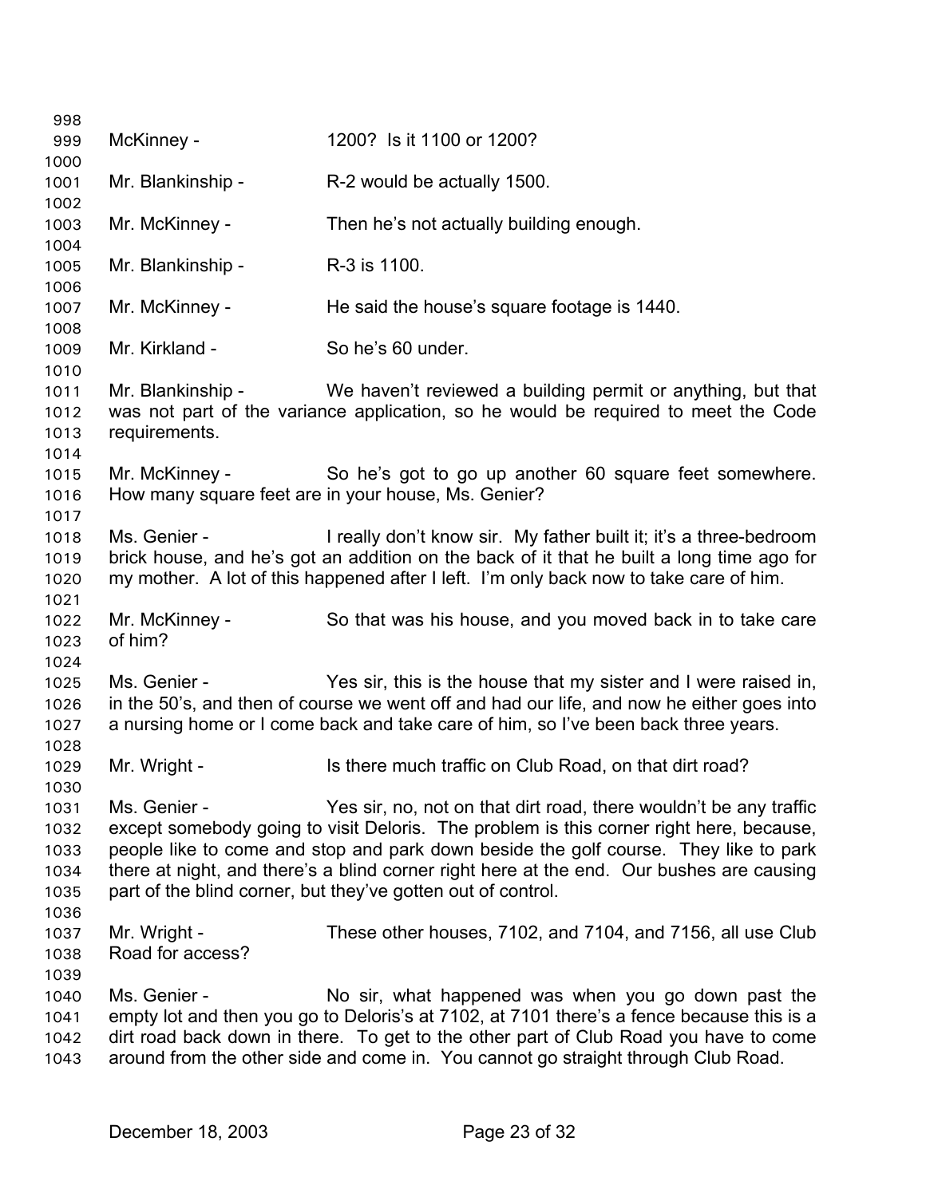McKinney - 1200? Is it 1100 or 1200?

Mr. Blankinship - R-2 would be actually 1500.

Mr. McKinney - Then he's not actually building enough.

Mr. Blankinship - R-3 is 1100.

Mr. McKinney - He said the house's square footage is 1440.

Mr. Kirkland - So he's 60 under.

Mr. Blankinship - We haven't reviewed a building permit or anything, but that was not part of the variance application, so he would be required to meet the Code requirements.

Mr. McKinney - So he's got to go up another 60 square feet somewhere. How many square feet are in your house, Ms. Genier?

Ms. Genier - I really don't know sir. My father built it; it's a three-bedroom brick house, and he's got an addition on the back of it that he built a long time ago for my mother. A lot of this happened after I left. I'm only back now to take care of him.

Mr. McKinney - So that was his house, and you moved back in to take care of him?

Ms. Genier - Yes sir, this is the house that my sister and I were raised in, in the 50's, and then of course we went off and had our life, and now he either goes into a nursing home or I come back and take care of him, so I've been back three years.

Mr. Wright - Is there much traffic on Club Road, on that dirt road?

Ms. Genier - Yes sir, no, not on that dirt road, there wouldn't be any traffic except somebody going to visit Deloris. The problem is this corner right here, because, people like to come and stop and park down beside the golf course. They like to park there at night, and there's a blind corner right here at the end. Our bushes are causing part of the blind corner, but they've gotten out of control.

Mr. Wright - These other houses, 7102, and 7104, and 7156, all use Club Road for access?

Ms. Genier - No sir, what happened was when you go down past the empty lot and then you go to Deloris's at 7102, at 7101 there's a fence because this is a dirt road back down in there. To get to the other part of Club Road you have to come around from the other side and come in. You cannot go straight through Club Road.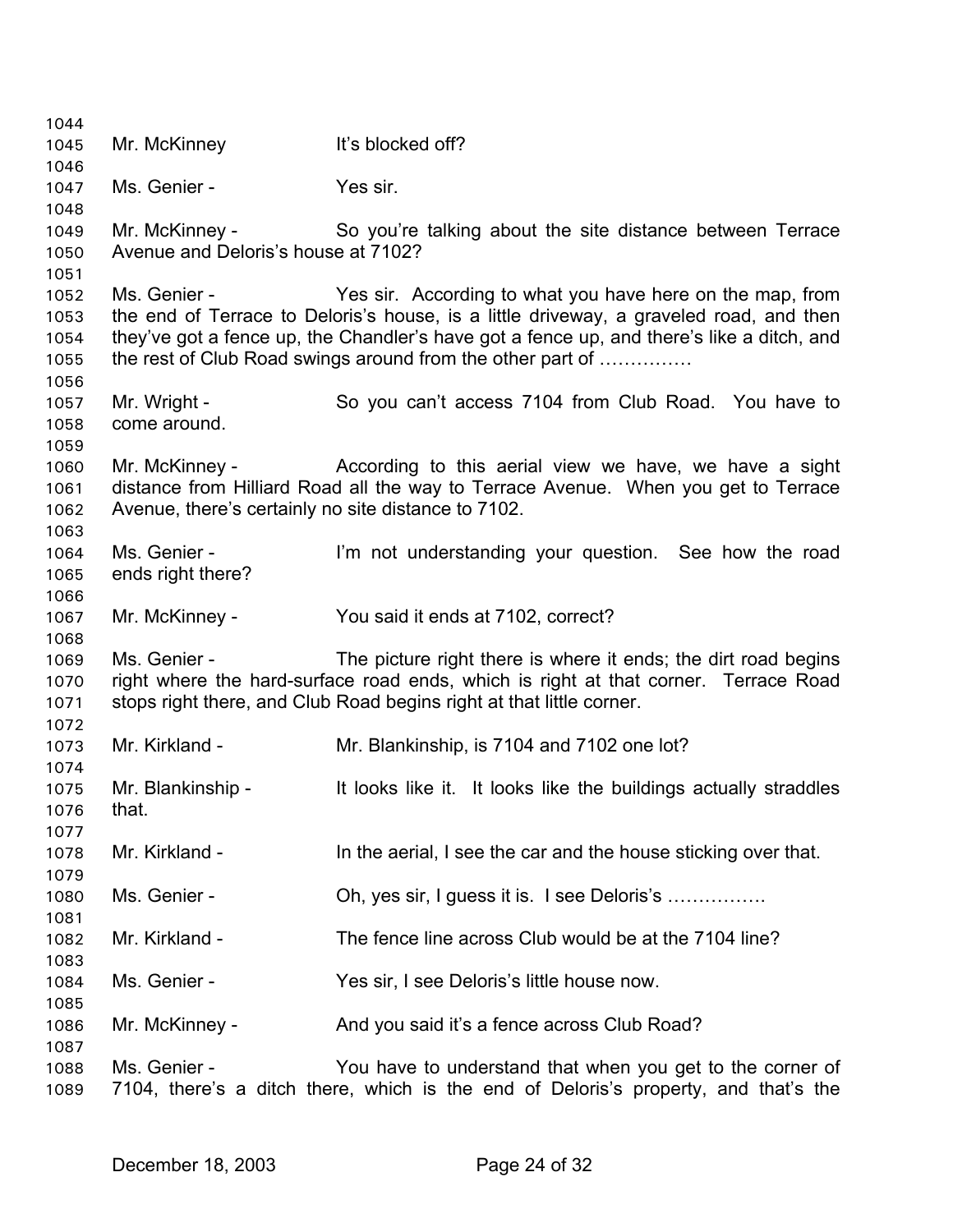Mr. McKinney It's blocked off?

Ms. Genier - Yes sir.

Mr. McKinney - So you're talking about the site distance between Terrace Avenue and Deloris's house at 7102?

Ms. Genier - Yes sir. According to what you have here on the map, from the end of Terrace to Deloris's house, is a little driveway, a graveled road, and then they've got a fence up, the Chandler's have got a fence up, and there's like a ditch, and the rest of Club Road swings around from the other part of ……………

Mr. Wright - So you can't access 7104 from Club Road. You have to come around.

Mr. McKinney - According to this aerial view we have, we have a sight distance from Hilliard Road all the way to Terrace Avenue. When you get to Terrace Avenue, there's certainly no site distance to 7102.

Ms. Genier - I'm not understanding your question. See how the road ends right there?

Mr. McKinney - You said it ends at 7102, correct?

Ms. Genier - The picture right there is where it ends; the dirt road begins right where the hard-surface road ends, which is right at that corner. Terrace Road stops right there, and Club Road begins right at that little corner.

Mr. Kirkland - Mr. Blankinship, is 7104 and 7102 one lot?

Mr. Blankinship - It looks like it. It looks like the buildings actually straddles that.

Mr. Kirkland - In the aerial, I see the car and the house sticking over that.

Ms. Genier - Oh, yes sir, I guess it is. I see Deloris's …………….

Mr. Kirkland - The fence line across Club would be at the 7104 line?

Ms. Genier - Yes sir, I see Deloris's little house now.

Mr. McKinney - And you said it's a fence across Club Road?

Ms. Genier - You have to understand that when you get to the corner of 7104, there's a ditch there, which is the end of Deloris's property, and that's the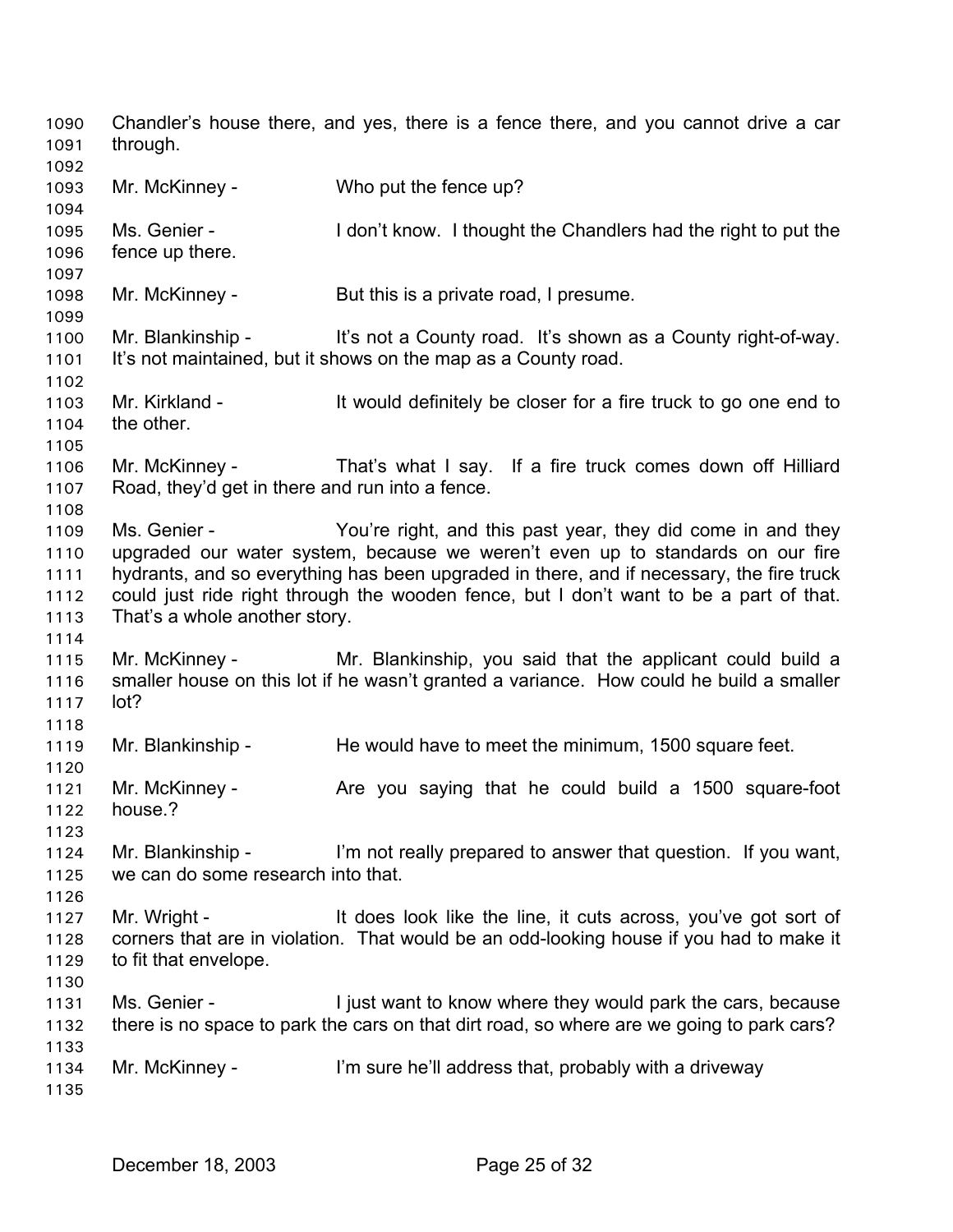Chandler's house there, and yes, there is a fence there, and you cannot drive a car through.

Mr. McKinney - Who put the fence up?

Ms. Genier - I don't know. I thought the Chandlers had the right to put the fence up there.

Mr. McKinney - But this is a private road, I presume.

Mr. Blankinship - It's not a County road. It's shown as a County right-of-way. It's not maintained, but it shows on the map as a County road.

Mr. Kirkland - It would definitely be closer for a fire truck to go one end to the other.

Mr. McKinney - That's what I say. If a fire truck comes down off Hilliard Road, they'd get in there and run into a fence.

Ms. Genier - You're right, and this past year, they did come in and they upgraded our water system, because we weren't even up to standards on our fire hydrants, and so everything has been upgraded in there, and if necessary, the fire truck could just ride right through the wooden fence, but I don't want to be a part of that. That's a whole another story.

Mr. McKinney - Mr. Blankinship, you said that the applicant could build a smaller house on this lot if he wasn't granted a variance. How could he build a smaller lot?

Mr. Blankinship - He would have to meet the minimum, 1500 square feet.

Mr. McKinney - Are you saying that he could build a 1500 square-foot house.?

Mr. Blankinship - I'm not really prepared to answer that question. If you want, we can do some research into that.

Mr. Wright - It does look like the line, it cuts across, you've got sort of corners that are in violation. That would be an odd-looking house if you had to make it to fit that envelope.

Ms. Genier - I just want to know where they would park the cars, because there is no space to park the cars on that dirt road, so where are we going to park cars?

Mr. McKinney - I'm sure he'll address that, probably with a driveway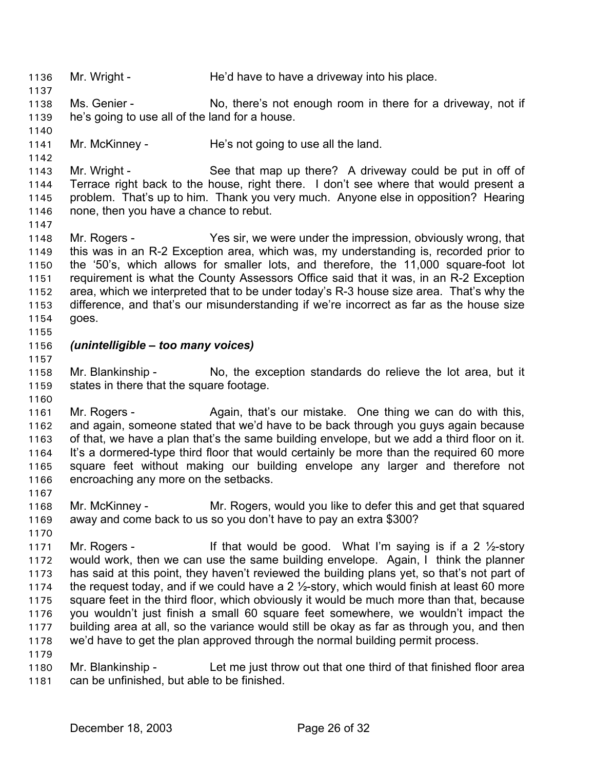Mr. Wright - He'd have to have a driveway into his place.

Ms. Genier - No, there's not enough room in there for a driveway, not if he's going to use all of the land for a house.

Mr. McKinney - He's not going to use all the land.

Mr. Wright - See that map up there? A driveway could be put in off of Terrace right back to the house, right there. I don't see where that would present a problem. That's up to him. Thank you very much. Anyone else in opposition? Hearing none, then you have a chance to rebut.

Mr. Rogers - Yes sir, we were under the impression, obviously wrong, that this was in an R-2 Exception area, which was, my understanding is, recorded prior to the '50's, which allows for smaller lots, and therefore, the 11,000 square-foot lot requirement is what the County Assessors Office said that it was, in an R-2 Exception area, which we interpreted that to be under today's R-3 house size area. That's why the difference, and that's our misunderstanding if we're incorrect as far as the house size goes.

***(unintelligible – too many voices)***

Mr. Blankinship - No, the exception standards do relieve the lot area, but it states in there that the square footage.

Mr. Rogers - Again, that's our mistake. One thing we can do with this, and again, someone stated that we'd have to be back through you guys again because of that, we have a plan that's the same building envelope, but we add a third floor on it. It's a dormered-type third floor that would certainly be more than the required 60 more square feet without making our building envelope any larger and therefore not encroaching any more on the setbacks.

Mr. McKinney - Mr. Rogers, would you like to defer this and get that squared away and come back to us so you don't have to pay an extra $300?

Mr. Rogers - If that would be good. What I'm saying is if a 2 ½-story would work, then we can use the same building envelope. Again, I think the planner has said at this point, they haven't reviewed the building plans yet, so that's not part of the request today, and if we could have a 2 ½-story, which would finish at least 60 more square feet in the third floor, which obviously it would be much more than that, because you wouldn't just finish a small 60 square feet somewhere, we wouldn't impact the building area at all, so the variance would still be okay as far as through you, and then we'd have to get the plan approved through the normal building permit process.

Mr. Blankinship - Let me just throw out that one third of that finished floor area can be unfinished, but able to be finished.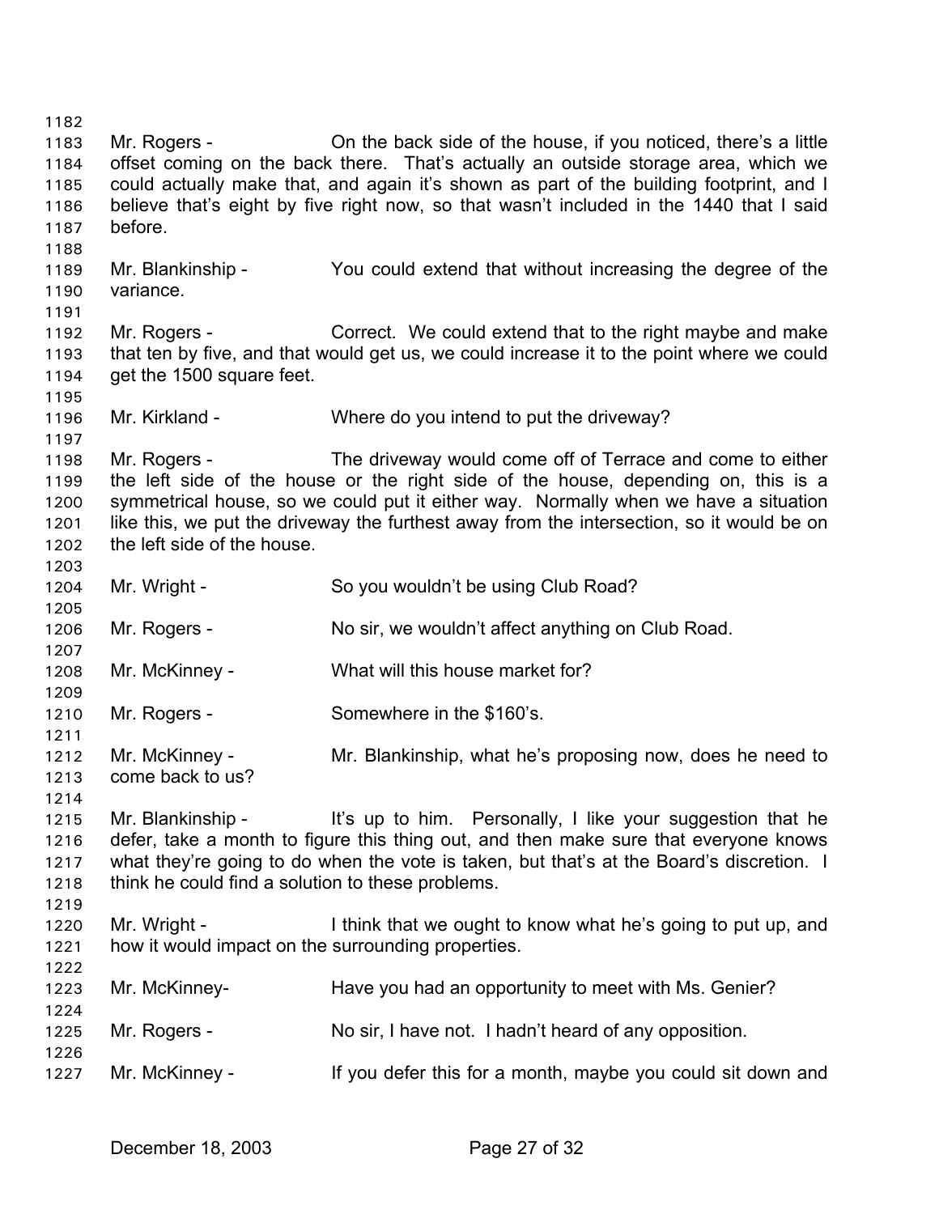1182

1183 Mr. Rogers - On the back side of the house, if you noticed, there's a little
1184 offset coming on the back there. That's actually an outside storage area, which we
1185 could actually make that, and again it's shown as part of the building footprint, and I
1186 believe that's eight by five right now, so that wasn't included in the 1440 that I said
1187 before.
1188
1189 Mr. Blankinship - You could extend that without increasing the degree of the
1190 variance.
1191
1192 Mr. Rogers - Correct. We could extend that to the right maybe and make
1193 that ten by five, and that would get us, we could increase it to the point where we could
1194 get the 1500 square feet.
1195
1196 Mr. Kirkland - Where do you intend to put the driveway?
1197
1198 Mr. Rogers - The driveway would come off of Terrace and come to either
1199 the left side of the house or the right side of the house, depending on, this is a
1200 symmetrical house, so we could put it either way. Normally when we have a situation
1201 like this, we put the driveway the furthest away from the intersection, so it would be on
1202 the left side of the house.
1203
1204 Mr. Wright - So you wouldn't be using Club Road?
1205
1206 Mr. Rogers - No sir, we wouldn't affect anything on Club Road.
1207
1208 Mr. McKinney - What will this house market for?
1209
1210 Mr. Rogers - Somewhere in the $160's.
1211
1212 Mr. McKinney - Mr. Blankinship, what he's proposing now, does he need to
1213 come back to us?
1214
1215 Mr. Blankinship - It's up to him. Personally, I like your suggestion that he
1216 defer, take a month to figure this thing out, and then make sure that everyone knows
1217 what they're going to do when the vote is taken, but that's at the Board's discretion. I
1218 think he could find a solution to these problems.
1219
1220 Mr. Wright - I think that we ought to know what he's going to put up, and
1221 how it would impact on the surrounding properties.
1222
1223 Mr. McKinney- Have you had an opportunity to meet with Ms. Genier?
1224
1225 Mr. Rogers - No sir, I have not. I hadn't heard of any opposition.
1226
1227 Mr. McKinney - If you defer this for a month, maybe you could sit down and

December 18, 2003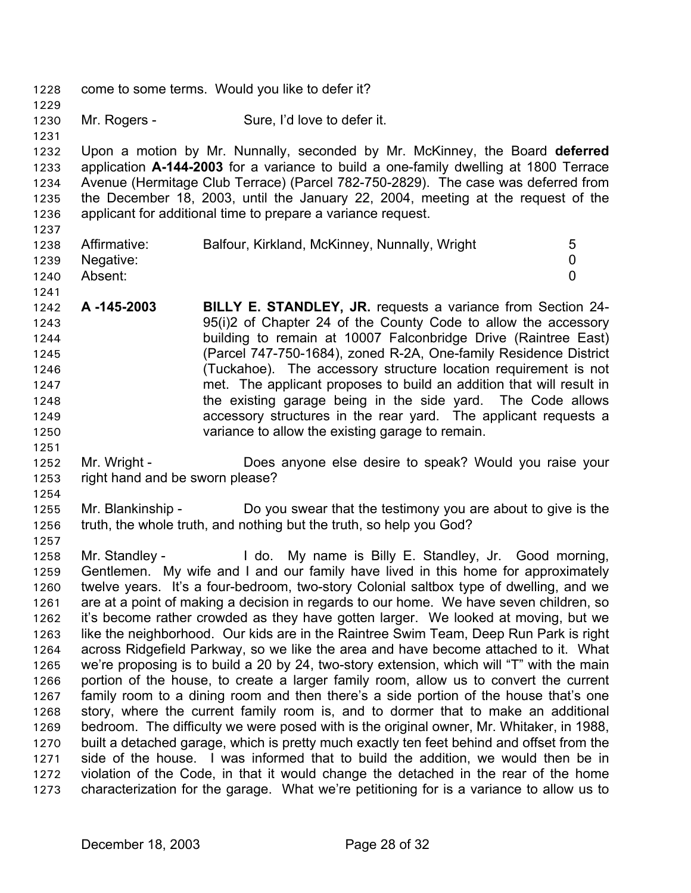come to some terms. Would you like to defer it?

Mr. Rogers - Sure, I'd love to defer it.

Upon a motion by Mr. Nunnally, seconded by Mr. McKinney, the Board **deferred** application **A-144-2003** for a variance to build a one-family dwelling at 1800 Terrace Avenue (Hermitage Club Terrace) (Parcel 782-750-2829). The case was deferred from the December 18, 2003, until the January 22, 2004, meeting at the request of the applicant for additional time to prepare a variance request.

| | | |
|---|---|---|
| Affirmative: | Balfour, Kirkland, McKinney, Nunnally, Wright | 5 |
| Negative: | | 0 |
| Absent: | | 0 |

**A -145-2003** **BILLY E. STANDLEY, JR.** requests a variance from Section 24-95(i)2 of Chapter 24 of the County Code to allow the accessory building to remain at 10007 Falconbridge Drive (Raintree East) (Parcel 747-750-1684), zoned R-2A, One-family Residence District (Tuckahoe). The accessory structure location requirement is not met. The applicant proposes to build an addition that will result in the existing garage being in the side yard. The Code allows accessory structures in the rear yard. The applicant requests a variance to allow the existing garage to remain.

Mr. Wright - Does anyone else desire to speak? Would you raise your right hand and be sworn please?

Mr. Blankinship - Do you swear that the testimony you are about to give is the truth, the whole truth, and nothing but the truth, so help you God?

Mr. Standley - I do. My name is Billy E. Standley, Jr. Good morning, Gentlemen. My wife and I and our family have lived in this home for approximately twelve years. It's a four-bedroom, two-story Colonial saltbox type of dwelling, and we are at a point of making a decision in regards to our home. We have seven children, so it's become rather crowded as they have gotten larger. We looked at moving, but we like the neighborhood. Our kids are in the Raintree Swim Team, Deep Run Park is right across Ridgefield Parkway, so we like the area and have become attached to it. What we're proposing is to build a 20 by 24, two-story extension, which will "T" with the main portion of the house, to create a larger family room, allow us to convert the current family room to a dining room and then there's a side portion of the house that's one story, where the current family room is, and to dormer that to make an additional bedroom. The difficulty we were posed with is the original owner, Mr. Whitaker, in 1988, built a detached garage, which is pretty much exactly ten feet behind and offset from the side of the house. I was informed that to build the addition, we would then be in violation of the Code, in that it would change the detached in the rear of the home characterization for the garage. What we're petitioning for is a variance to allow us to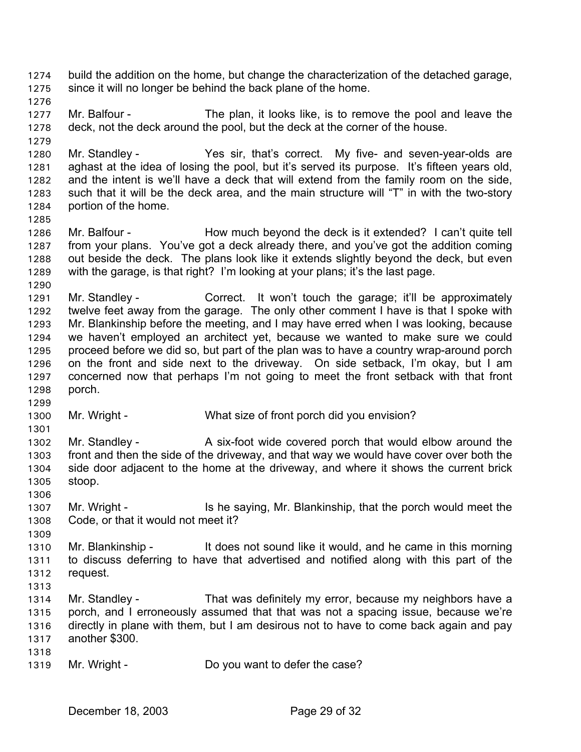build the addition on the home, but change the characterization of the detached garage, since it will no longer be behind the back plane of the home.

Mr. Balfour - The plan, it looks like, is to remove the pool and leave the deck, not the deck around the pool, but the deck at the corner of the house.

Mr. Standley - Yes sir, that's correct. My five- and seven-year-olds are aghast at the idea of losing the pool, but it's served its purpose. It's fifteen years old, and the intent is we'll have a deck that will extend from the family room on the side, such that it will be the deck area, and the main structure will "T" in with the two-story portion of the home.

Mr. Balfour - How much beyond the deck is it extended? I can't quite tell from your plans. You've got a deck already there, and you've got the addition coming out beside the deck. The plans look like it extends slightly beyond the deck, but even with the garage, is that right? I'm looking at your plans; it's the last page.

Mr. Standley - Correct. It won't touch the garage; it'll be approximately twelve feet away from the garage. The only other comment I have is that I spoke with Mr. Blankinship before the meeting, and I may have erred when I was looking, because we haven't employed an architect yet, because we wanted to make sure we could proceed before we did so, but part of the plan was to have a country wrap-around porch on the front and side next to the driveway. On side setback, I'm okay, but I am concerned now that perhaps I'm not going to meet the front setback with that front porch.

Mr. Wright - What size of front porch did you envision?

Mr. Standley - A six-foot wide covered porch that would elbow around the front and then the side of the driveway, and that way we would have cover over both the side door adjacent to the home at the driveway, and where it shows the current brick stoop.

Mr. Wright - Is he saying, Mr. Blankinship, that the porch would meet the Code, or that it would not meet it?

Mr. Blankinship - It does not sound like it would, and he came in this morning to discuss deferring to have that advertised and notified along with this part of the request.

Mr. Standley - That was definitely my error, because my neighbors have a porch, and I erroneously assumed that that was not a spacing issue, because we're directly in plane with them, but I am desirous not to have to come back again and pay another $300.

Mr. Wright - Do you want to defer the case?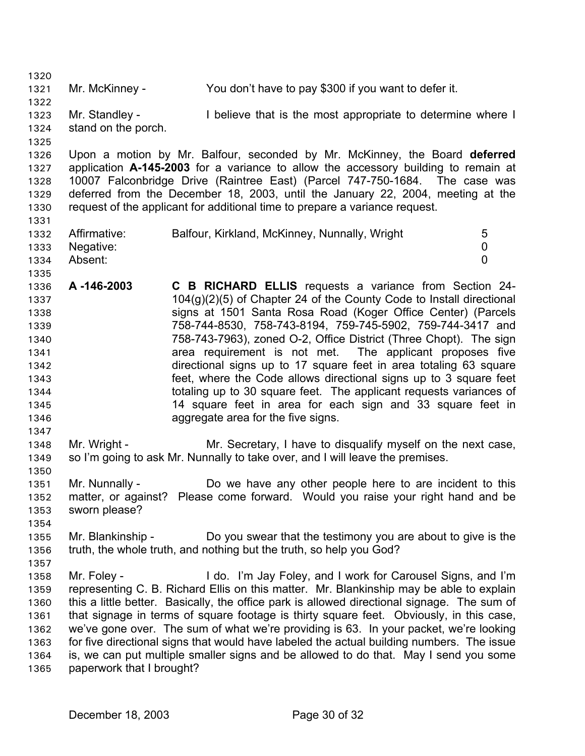Mr. McKinney - You don't have to pay $300 if you want to defer it.

Mr. Standley - I believe that is the most appropriate to determine where I stand on the porch.

Upon a motion by Mr. Balfour, seconded by Mr. McKinney, the Board **deferred** application **A-145-2003** for a variance to allow the accessory building to remain at 10007 Falconbridge Drive (Raintree East) (Parcel 747-750-1684. The case was deferred from the December 18, 2003, until the January 22, 2004, meeting at the request of the applicant for additional time to prepare a variance request.

| | | |
|---|---|---|
| Affirmative: | Balfour, Kirkland, McKinney, Nunnally, Wright | 5 |
| Negative: | | 0 |
| Absent: | | 0 |

**A -146-2003** **C B RICHARD ELLIS** requests a variance from Section 24-104(g)(2)(5) of Chapter 24 of the County Code to Install directional signs at 1501 Santa Rosa Road (Koger Office Center) (Parcels 758-744-8530, 758-743-8194, 759-745-5902, 759-744-3417 and 758-743-7963), zoned O-2, Office District (Three Chopt). The sign area requirement is not met. The applicant proposes five directional signs up to 17 square feet in area totaling 63 square feet, where the Code allows directional signs up to 3 square feet totaling up to 30 square feet. The applicant requests variances of 14 square feet in area for each sign and 33 square feet in aggregate area for the five signs.

Mr. Wright - Mr. Secretary, I have to disqualify myself on the next case, so I'm going to ask Mr. Nunnally to take over, and I will leave the premises.

Mr. Nunnally - Do we have any other people here to are incident to this matter, or against? Please come forward. Would you raise your right hand and be sworn please?

Mr. Blankinship - Do you swear that the testimony you are about to give is the truth, the whole truth, and nothing but the truth, so help you God?

Mr. Foley - I do. I'm Jay Foley, and I work for Carousel Signs, and I'm representing C. B. Richard Ellis on this matter. Mr. Blankinship may be able to explain this a little better. Basically, the office park is allowed directional signage. The sum of that signage in terms of square footage is thirty square feet. Obviously, in this case, we've gone over. The sum of what we're providing is 63. In your packet, we're looking for five directional signs that would have labeled the actual building numbers. The issue is, we can put multiple smaller signs and be allowed to do that. May I send you some paperwork that I brought?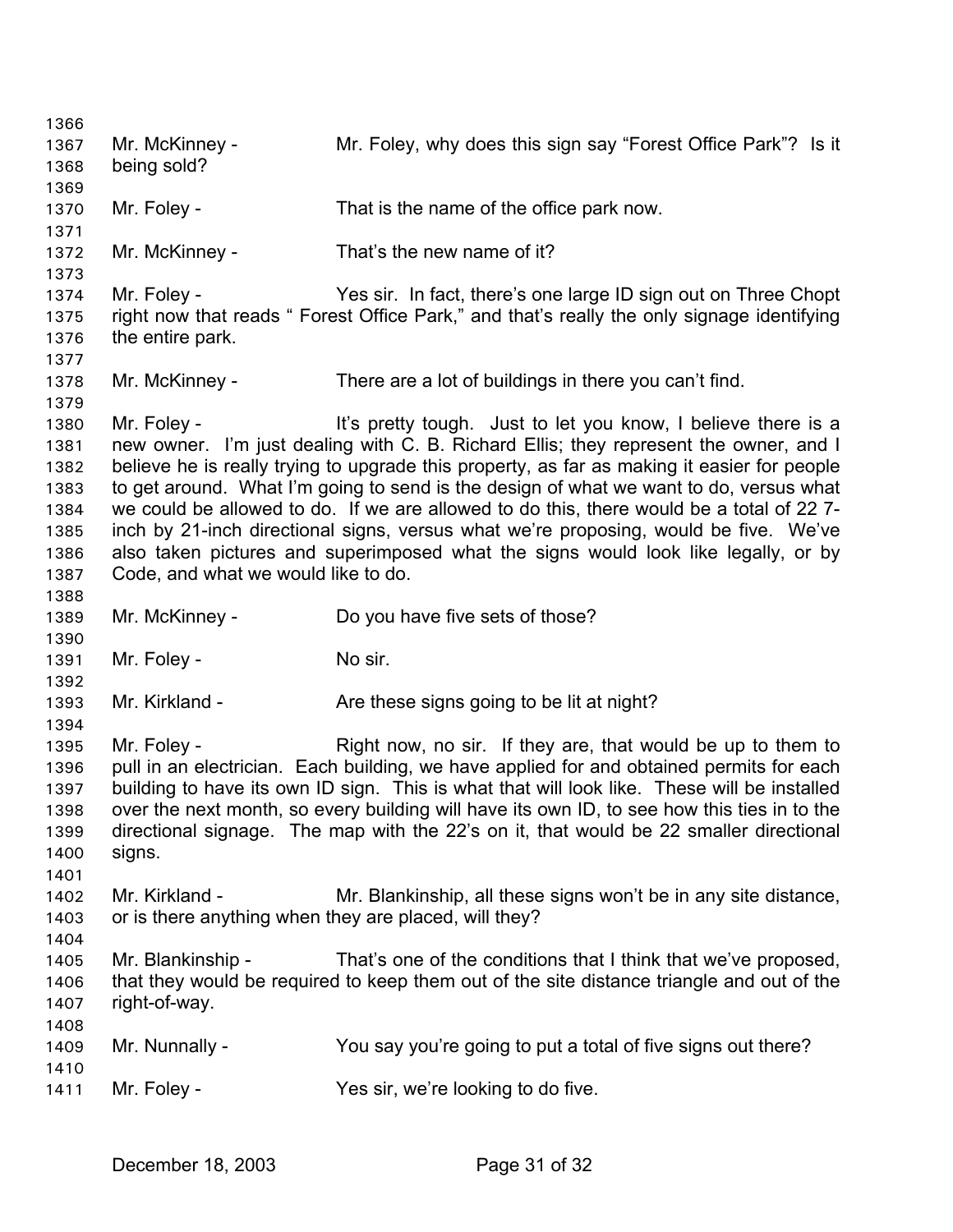Mr. McKinney - Mr. Foley, why does this sign say "Forest Office Park"? Is it being sold?

Mr. Foley - That is the name of the office park now.

Mr. McKinney - That's the new name of it?

Mr. Foley - Yes sir. In fact, there's one large ID sign out on Three Chopt right now that reads " Forest Office Park," and that's really the only signage identifying the entire park.

Mr. McKinney - There are a lot of buildings in there you can't find.

Mr. Foley - It's pretty tough. Just to let you know, I believe there is a new owner. I'm just dealing with C. B. Richard Ellis; they represent the owner, and I believe he is really trying to upgrade this property, as far as making it easier for people to get around. What I'm going to send is the design of what we want to do, versus what we could be allowed to do. If we are allowed to do this, there would be a total of 22 7-inch by 21-inch directional signs, versus what we're proposing, would be five. We've also taken pictures and superimposed what the signs would look like legally, or by Code, and what we would like to do.

Mr. McKinney - Do you have five sets of those?

Mr. Foley - No sir.

Mr. Kirkland - Are these signs going to be lit at night?

Mr. Foley - Right now, no sir. If they are, that would be up to them to pull in an electrician. Each building, we have applied for and obtained permits for each building to have its own ID sign. This is what that will look like. These will be installed over the next month, so every building will have its own ID, to see how this ties in to the directional signage. The map with the 22's on it, that would be 22 smaller directional signs.

Mr. Kirkland - Mr. Blankinship, all these signs won't be in any site distance, or is there anything when they are placed, will they?

Mr. Blankinship - That's one of the conditions that I think that we've proposed, that they would be required to keep them out of the site distance triangle and out of the right-of-way.

Mr. Nunnally - You say you're going to put a total of five signs out there?

Mr. Foley - Yes sir, we're looking to do five.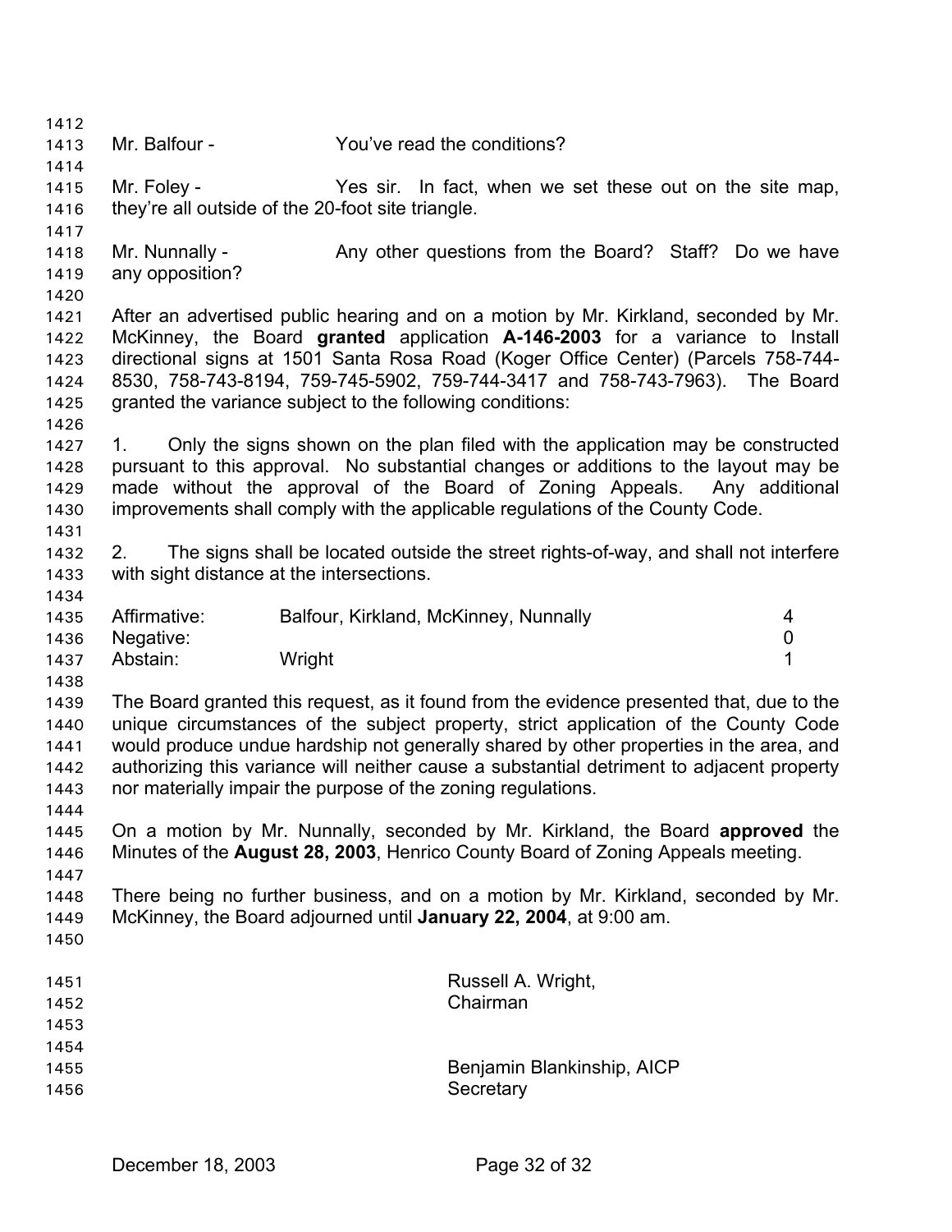Mr. Balfour - You've read the conditions?

Mr. Foley - Yes sir. In fact, when we set these out on the site map, they're all outside of the 20-foot site triangle.

Mr. Nunnally - Any other questions from the Board? Staff? Do we have any opposition?

After an advertised public hearing and on a motion by Mr. Kirkland, seconded by Mr. McKinney, the Board **granted** application **A-146-2003** for a variance to Install directional signs at 1501 Santa Rosa Road (Koger Office Center) (Parcels 758-744-8530, 758-743-8194, 759-745-5902, 759-744-3417 and 758-743-7963). The Board granted the variance subject to the following conditions:

1. Only the signs shown on the plan filed with the application may be constructed pursuant to this approval. No substantial changes or additions to the layout may be made without the approval of the Board of Zoning Appeals. Any additional improvements shall comply with the applicable regulations of the County Code.

2. The signs shall be located outside the street rights-of-way, and shall not interfere with sight distance at the intersections.

| | | |
|---|---|---|
| Affirmative: | Balfour, Kirkland, McKinney, Nunnally | 4 |
| Negative: | | 0 |
| Abstain: | Wright | 1 |

The Board granted this request, as it found from the evidence presented that, due to the unique circumstances of the subject property, strict application of the County Code would produce undue hardship not generally shared by other properties in the area, and authorizing this variance will neither cause a substantial detriment to adjacent property nor materially impair the purpose of the zoning regulations.

On a motion by Mr. Nunnally, seconded by Mr. Kirkland, the Board **approved** the Minutes of the **August 28, 2003**, Henrico County Board of Zoning Appeals meeting.

There being no further business, and on a motion by Mr. Kirkland, seconded by Mr. McKinney, the Board adjourned until **January 22, 2004**, at 9:00 am.

Russell A. Wright,
Chairman

Benjamin Blankinship, AICP
Secretary